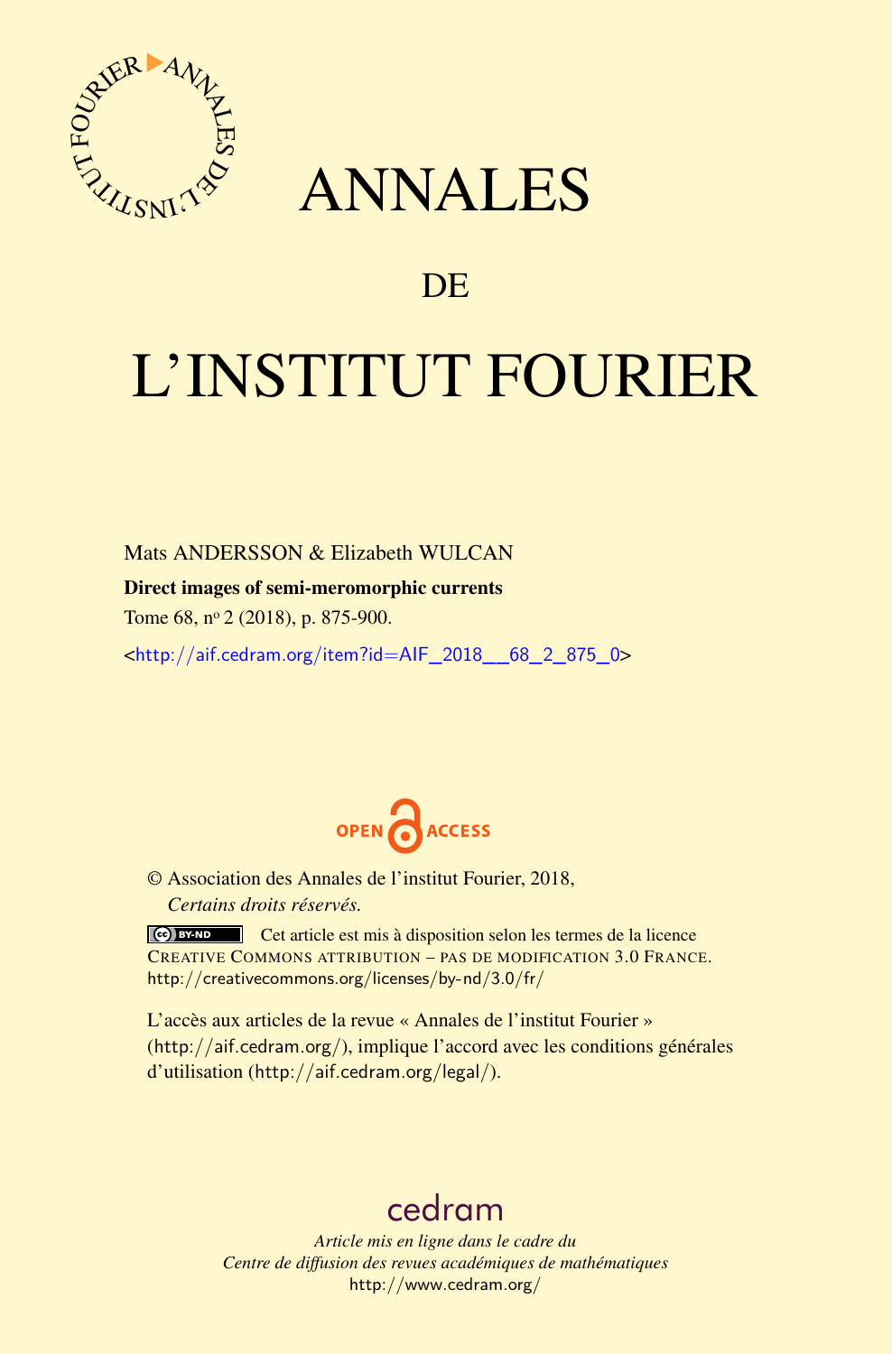# ANNALES

## DE

# L'INSTITUT FOURIER

Mats ANDERSSON & Elizabeth WULCAN

**Direct images of semi-meromorphic currents**

Tome 68, n$^{o}$ 2 (2018), p. 875-900.

<http://aif.cedram.org/item?id=AIF_2018__68_2_875_0>

OPEN ACCESS

© Association des Annales de l'institut Fourier, 2018,
*Certains droits réservés.*

Cet article est mis à disposition selon les termes de la licence CREATIVE COMMONS ATTRIBUTION – PAS DE MODIFICATION 3.0 FRANCE.
http://creativecommons.org/licenses/by-nd/3.0/fr/

L'accès aux articles de la revue « Annales de l'institut Fourier » (http://aif.cedram.org/), implique l'accord avec les conditions générales d'utilisation (http://aif.cedram.org/legal/).

cedram

*Article mis en ligne dans le cadre du*
*Centre de diffusion des revues académiques de mathématiques*
http://www.cedram.org/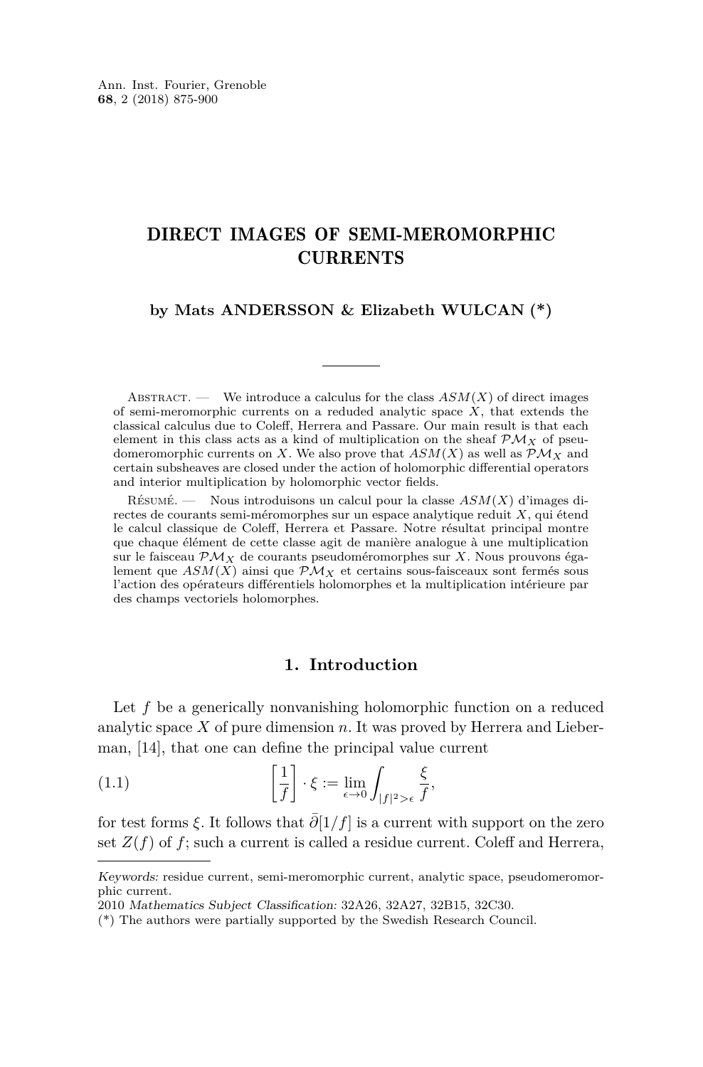# DIRECT IMAGES OF SEMI-MEROMORPHIC CURRENTS

**by Mats ANDERSSON & Elizabeth WULCAN (*)**

Abstract. — We introduce a calculus for the class $ASM(X)$ of direct images of semi-meromorphic currents on a reduded analytic space $X$, that extends the classical calculus due to Coleff, Herrera and Passare. Our main result is that each element in this class acts as a kind of multiplication on the sheaf $\mathcal{PM}_X$ of pseudomeromorphic currents on $X$. We also prove that $ASM(X)$ as well as $\mathcal{PM}_X$ and certain subsheaves are closed under the action of holomorphic differential operators and interior multiplication by holomorphic vector fields.

Résumé. — Nous introduisons un calcul pour la classe $ASM(X)$ d'images directes de courants semi-méromorphes sur un espace analytique reduit $X$, qui étend le calcul classique de Coleff, Herrera et Passare. Notre résultat principal montre que chaque élément de cette classe agit de manière analogue à une multiplication sur le faisceau $\mathcal{PM}_X$ de courants pseudoméromorphes sur $X$. Nous prouvons également que $ASM(X)$ ainsi que $\mathcal{PM}_X$ et certains sous-faisceaux sont fermés sous l'action des opérateurs différentiels holomorphes et la multiplication intérieure par des champs vectoriels holomorphes.

## 1. Introduction

Let $f$ be a generically nonvanishing holomorphic function on a reduced analytic space $X$ of pure dimension $n$. It was proved by Herrera and Lieberman, [14], that one can define the principal value current

$$\left[\frac{1}{f}\right] \cdot \xi := \lim_{\epsilon \to 0} \int_{|f|^2 > \epsilon} \frac{\xi}{f}, \tag{1.1}$$

for test forms $\xi$. It follows that $\bar{\partial}[1/f]$ is a current with support on the zero set $Z(f)$ of $f$; such a current is called a residue current. Coleff and Herrera,

---

*Keywords:* residue current, semi-meromorphic current, analytic space, pseudomeromorphic current.

2010 *Mathematics Subject Classification:* 32A26, 32A27, 32B15, 32C30.

(*) The authors were partially supported by the Swedish Research Council.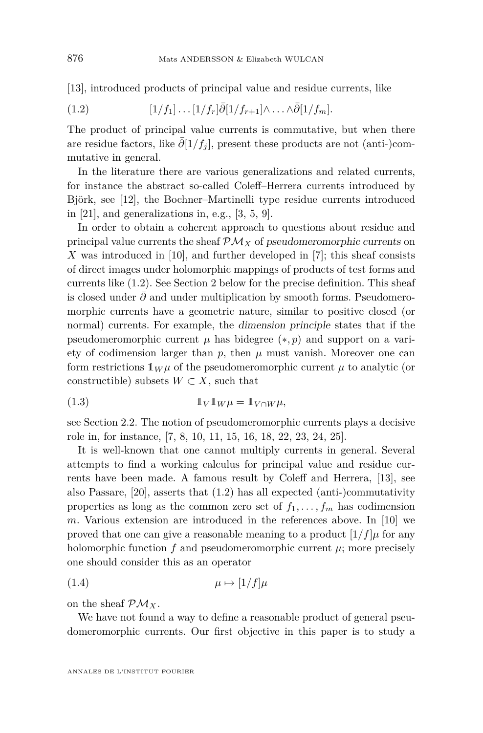[13], introduced products of principal value and residue currents, like

$$[1/f_1]\dots[1/f_r]\bar\partial[1/f_{r+1}]\wedge\dots\wedge\bar\partial[1/f_m]. \tag{1.2}$$

The product of principal value currents is commutative, but when there are residue factors, like $\bar\partial[1/f_j]$, present these products are not (anti-)commutative in general.

In the literature there are various generalizations and related currents, for instance the abstract so-called Coleff–Herrera currents introduced by Björk, see [12], the Bochner–Martinelli type residue currents introduced in [21], and generalizations in, e.g., [3, 5, 9].

In order to obtain a coherent approach to questions about residue and principal value currents the sheaf $\mathcal{PM}_X$ of *pseudomeromorphic currents* on $X$ was introduced in [10], and further developed in [7]; this sheaf consists of direct images under holomorphic mappings of products of test forms and currents like (1.2). See Section 2 below for the precise definition. This sheaf is closed under $\bar\partial$ and under multiplication by smooth forms. Pseudomeromorphic currents have a geometric nature, similar to positive closed (or normal) currents. For example, the *dimension principle* states that if the pseudomeromorphic current $\mu$ has bidegree $(*,p)$ and support on a variety of codimension larger than $p$, then $\mu$ must vanish. Moreover one can form restrictions $\mathbb{1}_W\mu$ of the pseudomeromorphic current $\mu$ to analytic (or constructible) subsets $W\subset X$, such that

$$\mathbb{1}_V\mathbb{1}_W\mu=\mathbb{1}_{V\cap W}\mu, \tag{1.3}$$

see Section 2.2. The notion of pseudomeromorphic currents plays a decisive role in, for instance, [7, 8, 10, 11, 15, 16, 18, 22, 23, 24, 25].

It is well-known that one cannot multiply currents in general. Several attempts to find a working calculus for principal value and residue currents have been made. A famous result by Coleff and Herrera, [13], see also Passare, [20], asserts that (1.2) has all expected (anti-)commutativity properties as long as the common zero set of $f_1,\dots,f_m$ has codimension $m$. Various extension are introduced in the references above. In [10] we proved that one can give a reasonable meaning to a product $[1/f]\mu$ for any holomorphic function $f$ and pseudomeromorphic current $\mu$; more precisely one should consider this as an operator

$$\mu\mapsto[1/f]\mu \tag{1.4}$$

on the sheaf $\mathcal{PM}_X$.

We have not found a way to define a reasonable product of general pseudomeromorphic currents. Our first objective in this paper is to study a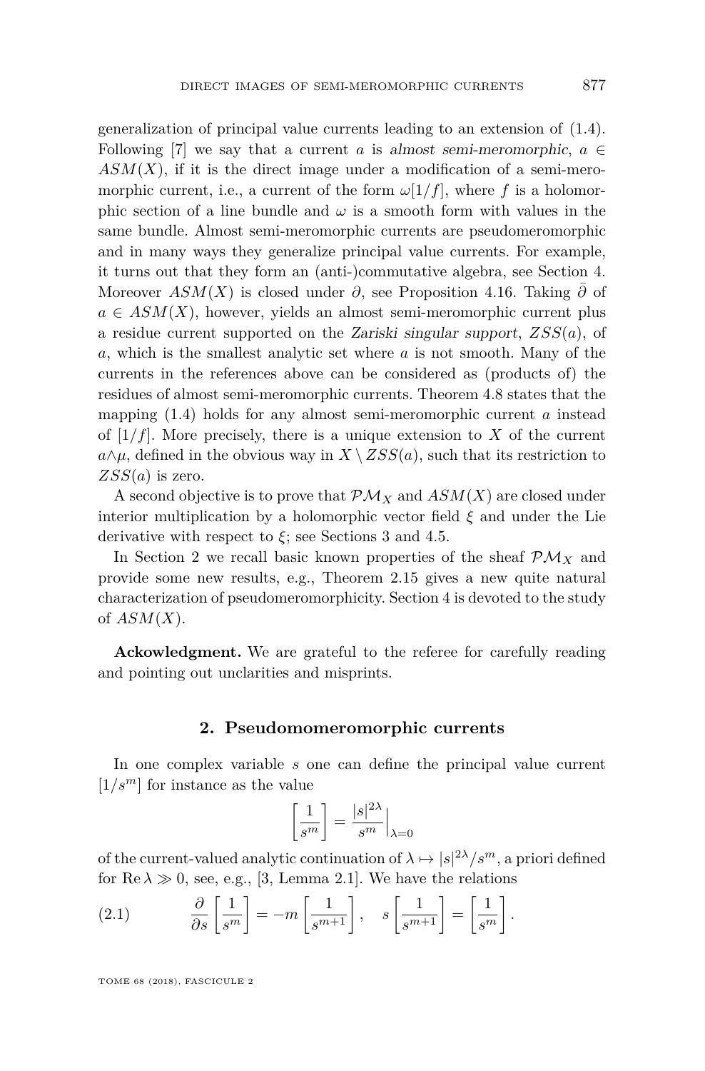generalization of principal value currents leading to an extension of (1.4). Following [7] we say that a current $a$ is *almost semi-meromorphic*, $a \in ASM(X)$, if it is the direct image under a modification of a semi-meromorphic current, i.e., a current of the form $\omega[1/f]$, where $f$ is a holomorphic section of a line bundle and $\omega$ is a smooth form with values in the same bundle. Almost semi-meromorphic currents are pseudomeromorphic and in many ways they generalize principal value currents. For example, it turns out that they form an (anti-)commutative algebra, see Section 4. Moreover $ASM(X)$ is closed under $\partial$, see Proposition 4.16. Taking $\bar\partial$ of $a \in ASM(X)$, however, yields an almost semi-meromorphic current plus a residue current supported on the *Zariski singular support*, $ZSS(a)$, of $a$, which is the smallest analytic set where $a$ is not smooth. Many of the currents in the references above can be considered as (products of) the residues of almost semi-meromorphic currents. Theorem 4.8 states that the mapping (1.4) holds for any almost semi-meromorphic current $a$ instead of $[1/f]$. More precisely, there is a unique extension to $X$ of the current $a \wedge \mu$, defined in the obvious way in $X \setminus ZSS(a)$, such that its restriction to $ZSS(a)$ is zero.

A second objective is to prove that $\mathcal{PM}_X$ and $ASM(X)$ are closed under interior multiplication by a holomorphic vector field $\xi$ and under the Lie derivative with respect to $\xi$; see Sections 3 and 4.5.

In Section 2 we recall basic known properties of the sheaf $\mathcal{PM}_X$ and provide some new results, e.g., Theorem 2.15 gives a new quite natural characterization of pseudomeromorphicity. Section 4 is devoted to the study of $ASM(X)$.

**Ackowledgment.** We are grateful to the referee for carefully reading and pointing out unclarities and misprints.

## 2. Pseudomomeromorphic currents

In one complex variable $s$ one can define the principal value current $[1/s^m]$ for instance as the value

$$\left[\frac{1}{s^m}\right] = \frac{|s|^{2\lambda}}{s^m}\Big|_{\lambda=0}$$

of the current-valued analytic continuation of $\lambda \mapsto |s|^{2\lambda}/s^m$, a priori defined for $\mathrm{Re}\,\lambda \gg 0$, see, e.g., [3, Lemma 2.1]. We have the relations

$$\frac{\partial}{\partial s}\left[\frac{1}{s^m}\right] = -m\left[\frac{1}{s^{m+1}}\right], \quad s\left[\frac{1}{s^{m+1}}\right] = \left[\frac{1}{s^m}\right]. \tag{2.1}$$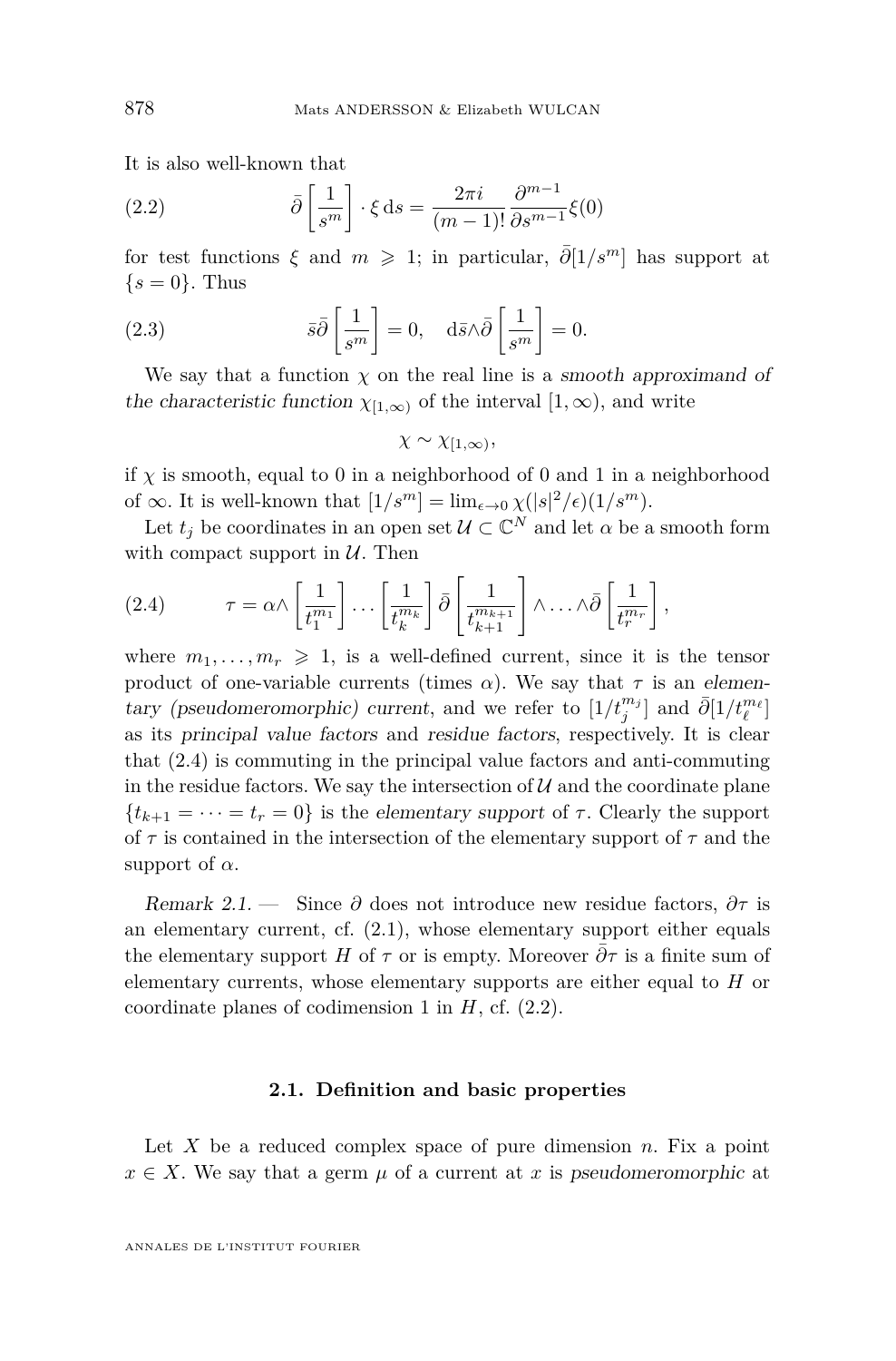It is also well-known that

$$\bar{\partial}\left[\frac{1}{s^m}\right]\cdot\xi\,\mathrm{d}s = \frac{2\pi i}{(m-1)!}\frac{\partial^{m-1}}{\partial s^{m-1}}\xi(0) \tag{2.2}$$

for test functions $\xi$ and $m \geqslant 1$; in particular, $\bar{\partial}[1/s^m]$ has support at $\{s=0\}$. Thus

$$\bar{s}\bar{\partial}\left[\frac{1}{s^m}\right]=0, \quad \mathrm{d}\bar{s}\wedge\bar{\partial}\left[\frac{1}{s^m}\right]=0. \tag{2.3}$$

We say that a function $\chi$ on the real line is a *smooth approximand of the characteristic function* $\chi_{[1,\infty)}$ of the interval $[1,\infty)$, and write

$$\chi \sim \chi_{[1,\infty)},$$

if $\chi$ is smooth, equal to 0 in a neighborhood of 0 and 1 in a neighborhood of $\infty$. It is well-known that $[1/s^m] = \lim_{\epsilon\to 0}\chi(|s|^2/\epsilon)(1/s^m)$.

Let $t_j$ be coordinates in an open set $\mathcal{U}\subset\mathbb{C}^N$ and let $\alpha$ be a smooth form with compact support in $\mathcal{U}$. Then

$$\tau = \alpha\wedge\left[\frac{1}{t_1^{m_1}}\right]\cdots\left[\frac{1}{t_k^{m_k}}\right]\bar{\partial}\left[\frac{1}{t_{k+1}^{m_{k+1}}}\right]\wedge\ldots\wedge\bar{\partial}\left[\frac{1}{t_r^{m_r}}\right], \tag{2.4}$$

where $m_1,\ldots,m_r \geqslant 1$, is a well-defined current, since it is the tensor product of one-variable currents (times $\alpha$). We say that $\tau$ is an *elementary (pseudomeromorphic) current*, and we refer to $[1/t_j^{m_j}]$ and $\bar{\partial}[1/t_\ell^{m_\ell}]$ as its *principal value factors* and *residue factors*, respectively. It is clear that (2.4) is commuting in the principal value factors and anti-commuting in the residue factors. We say the intersection of $\mathcal{U}$ and the coordinate plane $\{t_{k+1}=\cdots=t_r=0\}$ is the *elementary support* of $\tau$. Clearly the support of $\tau$ is contained in the intersection of the elementary support of $\tau$ and the support of $\alpha$.

*Remark 2.1.* — Since $\partial$ does not introduce new residue factors, $\partial\tau$ is an elementary current, cf. (2.1), whose elementary support either equals the elementary support $H$ of $\tau$ or is empty. Moreover $\bar{\partial}\tau$ is a finite sum of elementary currents, whose elementary supports are either equal to $H$ or coordinate planes of codimension 1 in $H$, cf. (2.2).

### 2.1. Definition and basic properties

Let $X$ be a reduced complex space of pure dimension $n$. Fix a point $x\in X$. We say that a germ $\mu$ of a current at $x$ is *pseudomeromorphic* at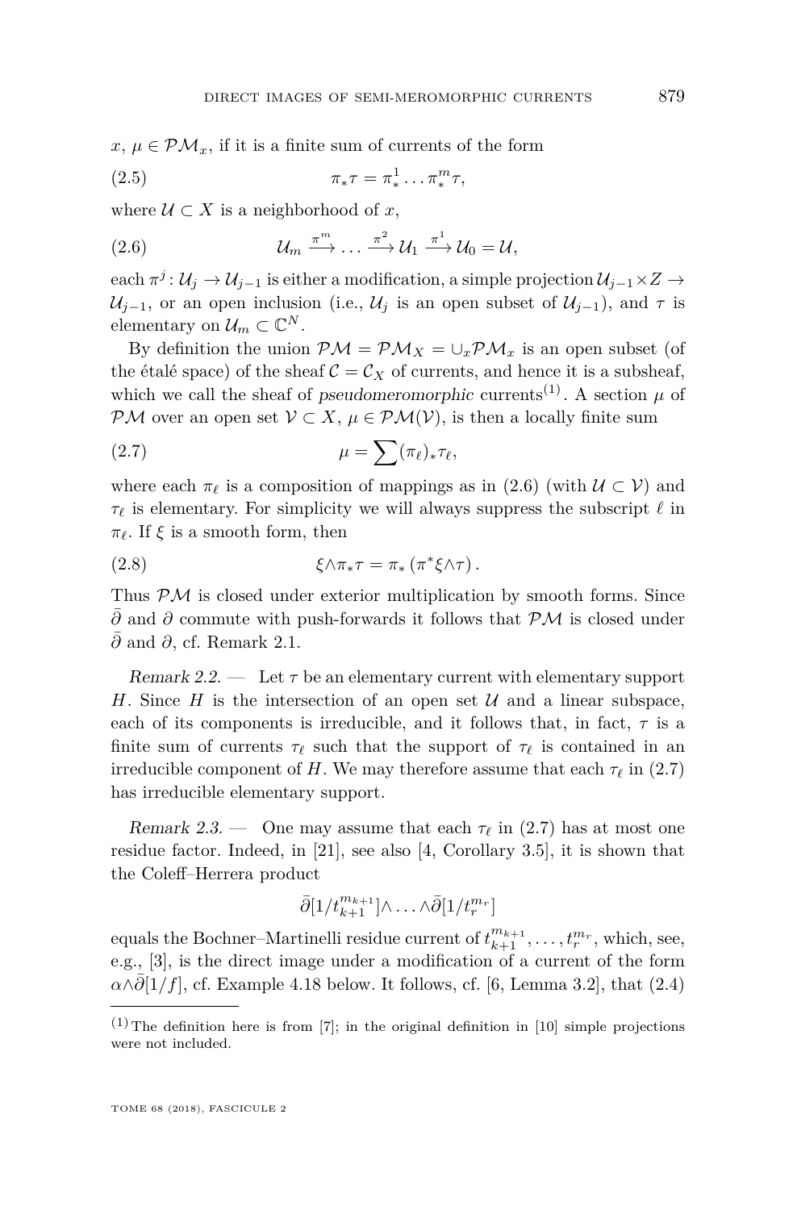$x$, $\mu \in \mathcal{PM}_x$, if it is a finite sum of currents of the form

$$\pi_*\tau = \pi^1_* \dots \pi^m_* \tau, \tag{2.5}$$

where $\mathcal{U} \subset X$ is a neighborhood of $x$,

$$\mathcal{U}_m \xrightarrow{\pi^m} \dots \xrightarrow{\pi^2} \mathcal{U}_1 \xrightarrow{\pi^1} \mathcal{U}_0 = \mathcal{U}, \tag{2.6}$$

each $\pi^j : \mathcal{U}_j \to \mathcal{U}_{j-1}$ is either a modification, a simple projection $\mathcal{U}_{j-1} \times Z \to \mathcal{U}_{j-1}$, or an open inclusion (i.e., $\mathcal{U}_j$ is an open subset of $\mathcal{U}_{j-1}$), and $\tau$ is elementary on $\mathcal{U}_m \subset \mathbb{C}^N$.

By definition the union $\mathcal{PM} = \mathcal{PM}_X = \cup_x \mathcal{PM}_x$ is an open subset (of the étalé space) of the sheaf $\mathcal{C} = \mathcal{C}_X$ of currents, and hence it is a subsheaf, which we call the sheaf of *pseudomeromorphic* currents[(1)]. A section $\mu$ of $\mathcal{PM}$ over an open set $\mathcal{V} \subset X$, $\mu \in \mathcal{PM}(\mathcal{V})$, is then a locally finite sum

$$\mu = \sum (\pi_\ell)_* \tau_\ell, \tag{2.7}$$

where each $\pi_\ell$ is a composition of mappings as in (2.6) (with $\mathcal{U} \subset \mathcal{V}$) and $\tau_\ell$ is elementary. For simplicity we will always suppress the subscript $\ell$ in $\pi_\ell$. If $\xi$ is a smooth form, then

$$\xi \wedge \pi_* \tau = \pi_* \left( \pi^* \xi \wedge \tau \right). \tag{2.8}$$

Thus $\mathcal{PM}$ is closed under exterior multiplication by smooth forms. Since $\bar\partial$ and $\partial$ commute with push-forwards it follows that $\mathcal{PM}$ is closed under $\bar\partial$ and $\partial$, cf. Remark 2.1.

*Remark 2.2.* — Let $\tau$ be an elementary current with elementary support $H$. Since $H$ is the intersection of an open set $\mathcal{U}$ and a linear subspace, each of its components is irreducible, and it follows that, in fact, $\tau$ is a finite sum of currents $\tau_\ell$ such that the support of $\tau_\ell$ is contained in an irreducible component of $H$. We may therefore assume that each $\tau_\ell$ in (2.7) has irreducible elementary support.

*Remark 2.3.* — One may assume that each $\tau_\ell$ in (2.7) has at most one residue factor. Indeed, in [21], see also [4, Corollary 3.5], it is shown that the Coleff–Herrera product

$$\bar\partial[1/t_{k+1}^{m_{k+1}}] \wedge \dots \wedge \bar\partial[1/t_r^{m_r}]$$

equals the Bochner–Martinelli residue current of $t_{k+1}^{m_{k+1}}, \dots, t_r^{m_r}$, which, see, e.g., [3], is the direct image under a modification of a current of the form $\alpha \wedge \bar\partial[1/f]$, cf. Example 4.18 below. It follows, cf. [6, Lemma 3.2], that (2.4)

---

(1) The definition here is from [7]; in the original definition in [10] simple projections were not included.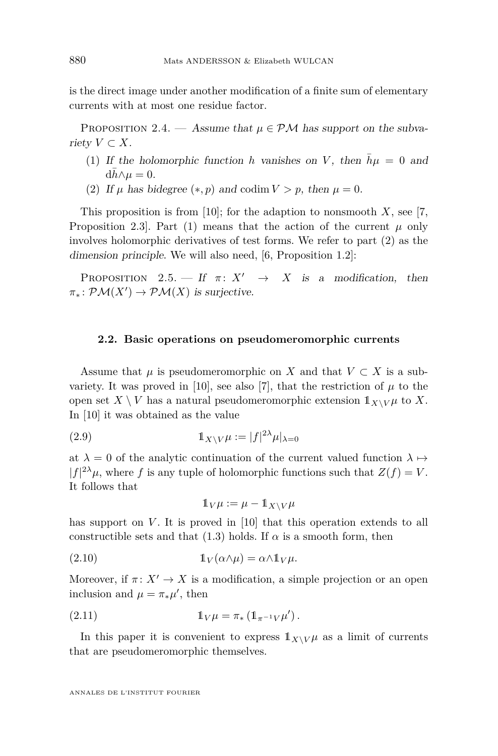is the direct image under another modification of a finite sum of elementary currents with at most one residue factor.

Proposition 2.4. — *Assume that $\mu \in \mathcal{PM}$ has support on the subvariety $V \subset X$.*

1. *If the holomorphic function $h$ vanishes on $V$, then $\bar{h}\mu = 0$ and $d\bar{h}\wedge\mu = 0$.*
2. *If $\mu$ has bidegree $(*, p)$ and $\operatorname{codim} V > p$, then $\mu = 0$.*

This proposition is from [10]; for the adaption to nonsmooth $X$, see [7, Proposition 2.3]. Part (1) means that the action of the current $\mu$ only involves holomorphic derivatives of test forms. We refer to part (2) as the *dimension principle*. We will also need, [6, Proposition 1.2]:

Proposition 2.5. — *If $\pi\colon X' \to X$ is a modification, then $\pi_*\colon \mathcal{PM}(X') \to \mathcal{PM}(X)$ is surjective.*

### 2.2. Basic operations on pseudomeromorphic currents

Assume that $\mu$ is pseudomeromorphic on $X$ and that $V \subset X$ is a subvariety. It was proved in [10], see also [7], that the restriction of $\mu$ to the open set $X \setminus V$ has a natural pseudomeromorphic extension $\mathbb{1}_{X\setminus V}\mu$ to $X$. In [10] it was obtained as the value

$$\mathbb{1}_{X\setminus V}\mu := |f|^{2\lambda}\mu|_{\lambda=0} \tag{2.9}$$

at $\lambda = 0$ of the analytic continuation of the current valued function $\lambda \mapsto |f|^{2\lambda}\mu$, where $f$ is any tuple of holomorphic functions such that $Z(f) = V$. It follows that

$$\mathbb{1}_V\mu := \mu - \mathbb{1}_{X\setminus V}\mu$$

has support on $V$. It is proved in [10] that this operation extends to all constructible sets and that (1.3) holds. If $\alpha$ is a smooth form, then

$$\mathbb{1}_V(\alpha\wedge\mu) = \alpha\wedge\mathbb{1}_V\mu. \tag{2.10}$$

Moreover, if $\pi\colon X' \to X$ is a modification, a simple projection or an open inclusion and $\mu = \pi_*\mu'$, then

$$\mathbb{1}_V\mu = \pi_*\left(\mathbb{1}_{\pi^{-1}V}\mu'\right). \tag{2.11}$$

In this paper it is convenient to express $\mathbb{1}_{X\setminus V}\mu$ as a limit of currents that are pseudomeromorphic themselves.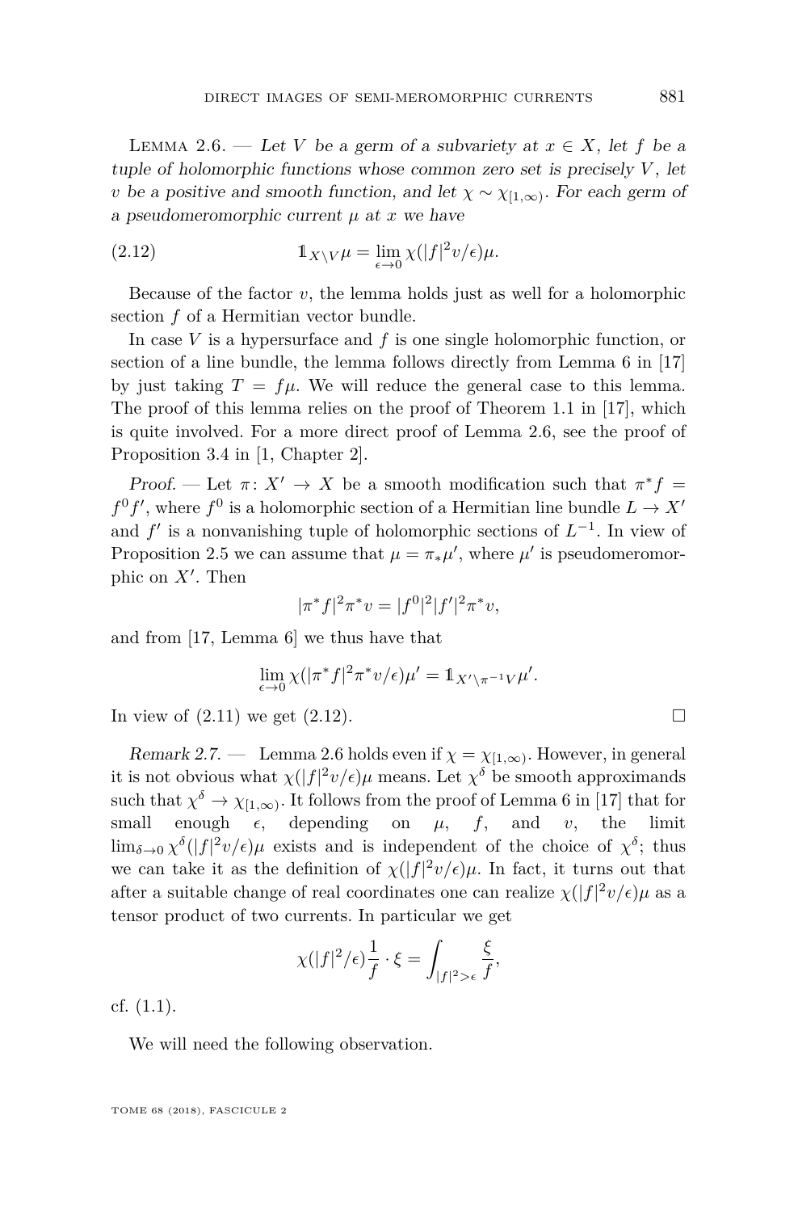Lemma 2.6. — *Let $V$ be a germ of a subvariety at $x \in X$, let $f$ be a tuple of holomorphic functions whose common zero set is precisely $V$, let $v$ be a positive and smooth function, and let $\chi \sim \chi_{[1,\infty)}$. For each germ of a pseudomeromorphic current $\mu$ at $x$ we have*

$$\mathbb{1}_{X\setminus V}\mu = \lim_{\epsilon\to 0} \chi(|f|^2 v/\epsilon)\mu. \tag{2.12}$$

Because of the factor $v$, the lemma holds just as well for a holomorphic section $f$ of a Hermitian vector bundle.

In case $V$ is a hypersurface and $f$ is one single holomorphic function, or section of a line bundle, the lemma follows directly from Lemma 6 in [17] by just taking $T = f\mu$. We will reduce the general case to this lemma. The proof of this lemma relies on the proof of Theorem 1.1 in [17], which is quite involved. For a more direct proof of Lemma 2.6, see the proof of Proposition 3.4 in [1, Chapter 2].

*Proof.* — Let $\pi\colon X' \to X$ be a smooth modification such that $\pi^* f = f^0 f'$, where $f^0$ is a holomorphic section of a Hermitian line bundle $L \to X'$ and $f'$ is a nonvanishing tuple of holomorphic sections of $L^{-1}$. In view of Proposition 2.5 we can assume that $\mu = \pi_*\mu'$, where $\mu'$ is pseudomeromorphic on $X'$. Then

$$|\pi^* f|^2 \pi^* v = |f^0|^2 |f'|^2 \pi^* v,$$

and from [17, Lemma 6] we thus have that

$$\lim_{\epsilon\to 0} \chi(|\pi^* f|^2 \pi^* v/\epsilon)\mu' = \mathbb{1}_{X'\setminus \pi^{-1}V}\mu'.$$

In view of (2.11) we get (2.12). $\square$

*Remark 2.7.* — Lemma 2.6 holds even if $\chi = \chi_{[1,\infty)}$. However, in general it is not obvious what $\chi(|f|^2 v/\epsilon)\mu$ means. Let $\chi^\delta$ be smooth approximands such that $\chi^\delta \to \chi_{[1,\infty)}$. It follows from the proof of Lemma 6 in [17] that for small enough $\epsilon$, depending on $\mu$, $f$, and $v$, the limit $\lim_{\delta\to 0} \chi^\delta(|f|^2 v/\epsilon)\mu$ exists and is independent of the choice of $\chi^\delta$; thus we can take it as the definition of $\chi(|f|^2 v/\epsilon)\mu$. In fact, it turns out that after a suitable change of real coordinates one can realize $\chi(|f|^2 v/\epsilon)\mu$ as a tensor product of two currents. In particular we get

$$\chi(|f|^2/\epsilon)\frac{1}{f}\cdot \xi = \int_{|f|^2 > \epsilon} \frac{\xi}{f},$$

cf. (1.1).

We will need the following observation.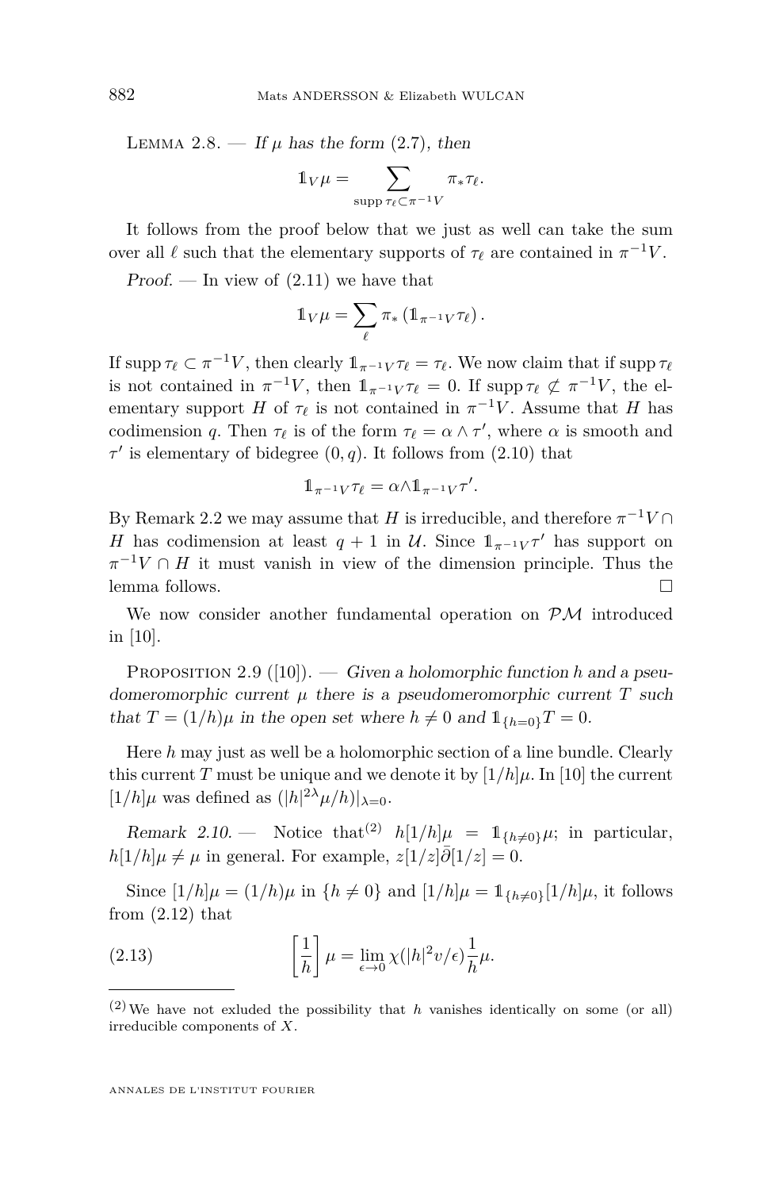Lemma 2.8. — *If $\mu$ has the form (2.7), then*

$$\mathbb{1}_V \mu = \sum_{\operatorname{supp} \tau_\ell \subset \pi^{-1} V} \pi_* \tau_\ell.$$

It follows from the proof below that we just as well can take the sum over all $\ell$ such that the elementary supports of $\tau_\ell$ are contained in $\pi^{-1}V$.

*Proof.* — In view of (2.11) we have that

$$\mathbb{1}_V \mu = \sum_\ell \pi_* \left( \mathbb{1}_{\pi^{-1}V} \tau_\ell \right).$$

If $\operatorname{supp} \tau_\ell \subset \pi^{-1}V$, then clearly $\mathbb{1}_{\pi^{-1}V}\tau_\ell = \tau_\ell$. We now claim that if $\operatorname{supp} \tau_\ell$ is not contained in $\pi^{-1}V$, then $\mathbb{1}_{\pi^{-1}V}\tau_\ell = 0$. If $\operatorname{supp} \tau_\ell \not\subset \pi^{-1}V$, the elementary support $H$ of $\tau_\ell$ is not contained in $\pi^{-1}V$. Assume that $H$ has codimension $q$. Then $\tau_\ell$ is of the form $\tau_\ell = \alpha \wedge \tau'$, where $\alpha$ is smooth and $\tau'$ is elementary of bidegree $(0, q)$. It follows from (2.10) that

$$\mathbb{1}_{\pi^{-1}V} \tau_\ell = \alpha \wedge \mathbb{1}_{\pi^{-1}V} \tau'.$$

By Remark 2.2 we may assume that $H$ is irreducible, and therefore $\pi^{-1}V \cap H$ has codimension at least $q+1$ in $\mathcal{U}$. Since $\mathbb{1}_{\pi^{-1}V}\tau'$ has support on $\pi^{-1}V \cap H$ it must vanish in view of the dimension principle. Thus the lemma follows. $\square$

We now consider another fundamental operation on $\mathcal{PM}$ introduced in [10].

Proposition 2.9 ([10]). — *Given a holomorphic function $h$ and a pseudomeromorphic current $\mu$ there is a pseudomeromorphic current $T$ such that $T = (1/h)\mu$ in the open set where $h \neq 0$ and $\mathbb{1}_{\{h=0\}}T = 0$.*

Here $h$ may just as well be a holomorphic section of a line bundle. Clearly this current $T$ must be unique and we denote it by $[1/h]\mu$. In [10] the current $[1/h]\mu$ was defined as $(|h|^{2\lambda}\mu/h)|_{\lambda=0}$.

*Remark 2.10.* — Notice that[2] $h[1/h]\mu = \mathbb{1}_{\{h\neq 0\}}\mu$; in particular, $h[1/h]\mu \neq \mu$ in general. For example, $z[1/z]\bar{\partial}[1/z] = 0$.

Since $[1/h]\mu = (1/h)\mu$ in $\{h \neq 0\}$ and $[1/h]\mu = \mathbb{1}_{\{h\neq 0\}}[1/h]\mu$, it follows from (2.12) that

$$\left[\frac{1}{h}\right]\mu = \lim_{\epsilon \to 0} \chi(|h|^2 v/\epsilon)\frac{1}{h}\mu. \tag{2.13}$$

[2] We have not exluded the possibility that $h$ vanishes identically on some (or all) irreducible components of $X$.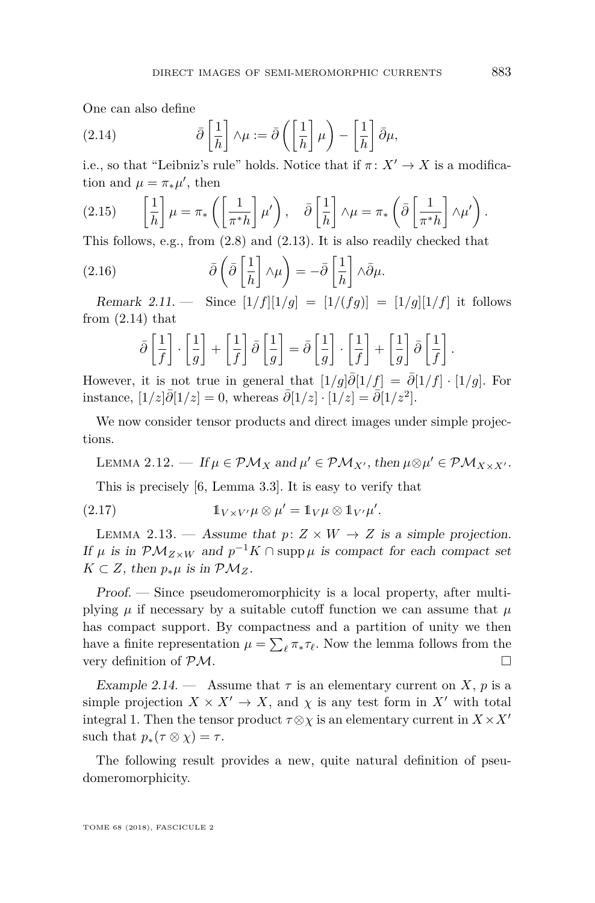One can also define

$$\bar\partial \left[\frac{1}{h}\right] \wedge \mu := \bar\partial \left( \left[\frac{1}{h}\right] \mu \right) - \left[\frac{1}{h}\right] \bar\partial \mu, \tag{2.14}$$

i.e., so that "Leibniz's rule" holds. Notice that if $\pi\colon X' \to X$ is a modification and $\mu = \pi_* \mu'$, then

$$\left[\frac{1}{h}\right] \mu = \pi_* \left( \left[\frac{1}{\pi^* h}\right] \mu' \right), \quad \bar\partial \left[\frac{1}{h}\right] \wedge \mu = \pi_* \left( \bar\partial \left[\frac{1}{\pi^* h}\right] \wedge \mu' \right). \tag{2.15}$$

This follows, e.g., from (2.8) and (2.13). It is also readily checked that

$$\bar\partial \left( \bar\partial \left[\frac{1}{h}\right] \wedge \mu \right) = -\bar\partial \left[\frac{1}{h}\right] \wedge \bar\partial \mu. \tag{2.16}$$

*Remark 2.11.* — Since $[1/f][1/g] = [1/(fg)] = [1/g][1/f]$ it follows from (2.14) that

$$\bar\partial \left[\frac{1}{f}\right] \cdot \left[\frac{1}{g}\right] + \left[\frac{1}{f}\right] \bar\partial \left[\frac{1}{g}\right] = \bar\partial \left[\frac{1}{g}\right] \cdot \left[\frac{1}{f}\right] + \left[\frac{1}{g}\right] \bar\partial \left[\frac{1}{f}\right].$$

However, it is not true in general that $[1/g]\bar\partial[1/f] = \bar\partial[1/f] \cdot [1/g]$. For instance, $[1/z]\bar\partial[1/z] = 0$, whereas $\bar\partial[1/z] \cdot [1/z] = \bar\partial[1/z^2]$.

We now consider tensor products and direct images under simple projections.

LEMMA 2.12. — *If $\mu \in \mathcal{PM}_X$ and $\mu' \in \mathcal{PM}_{X'}$, then $\mu \otimes \mu' \in \mathcal{PM}_{X \times X'}$.*

This is precisely [6, Lemma 3.3]. It is easy to verify that

$$\mathbb{1}_{V \times V'} \mu \otimes \mu' = \mathbb{1}_V \mu \otimes \mathbb{1}_{V'} \mu'. \tag{2.17}$$

LEMMA 2.13. — *Assume that $p\colon Z \times W \to Z$ is a simple projection. If $\mu$ is in $\mathcal{PM}_{Z \times W}$ and $p^{-1}K \cap \operatorname{supp} \mu$ is compact for each compact set $K \subset Z$, then $p_* \mu$ is in $\mathcal{PM}_Z$.*

*Proof.* — Since pseudomeromorphicity is a local property, after multiplying $\mu$ if necessary by a suitable cutoff function we can assume that $\mu$ has compact support. By compactness and a partition of unity we then have a finite representation $\mu = \sum_\ell \pi_* \tau_\ell$. Now the lemma follows from the very definition of $\mathcal{PM}$. □

*Example 2.14.* — Assume that $\tau$ is an elementary current on $X$, $p$ is a simple projection $X \times X' \to X$, and $\chi$ is any test form in $X'$ with total integral 1. Then the tensor product $\tau \otimes \chi$ is an elementary current in $X \times X'$ such that $p_*(\tau \otimes \chi) = \tau$.

The following result provides a new, quite natural definition of pseudomeromorphicity.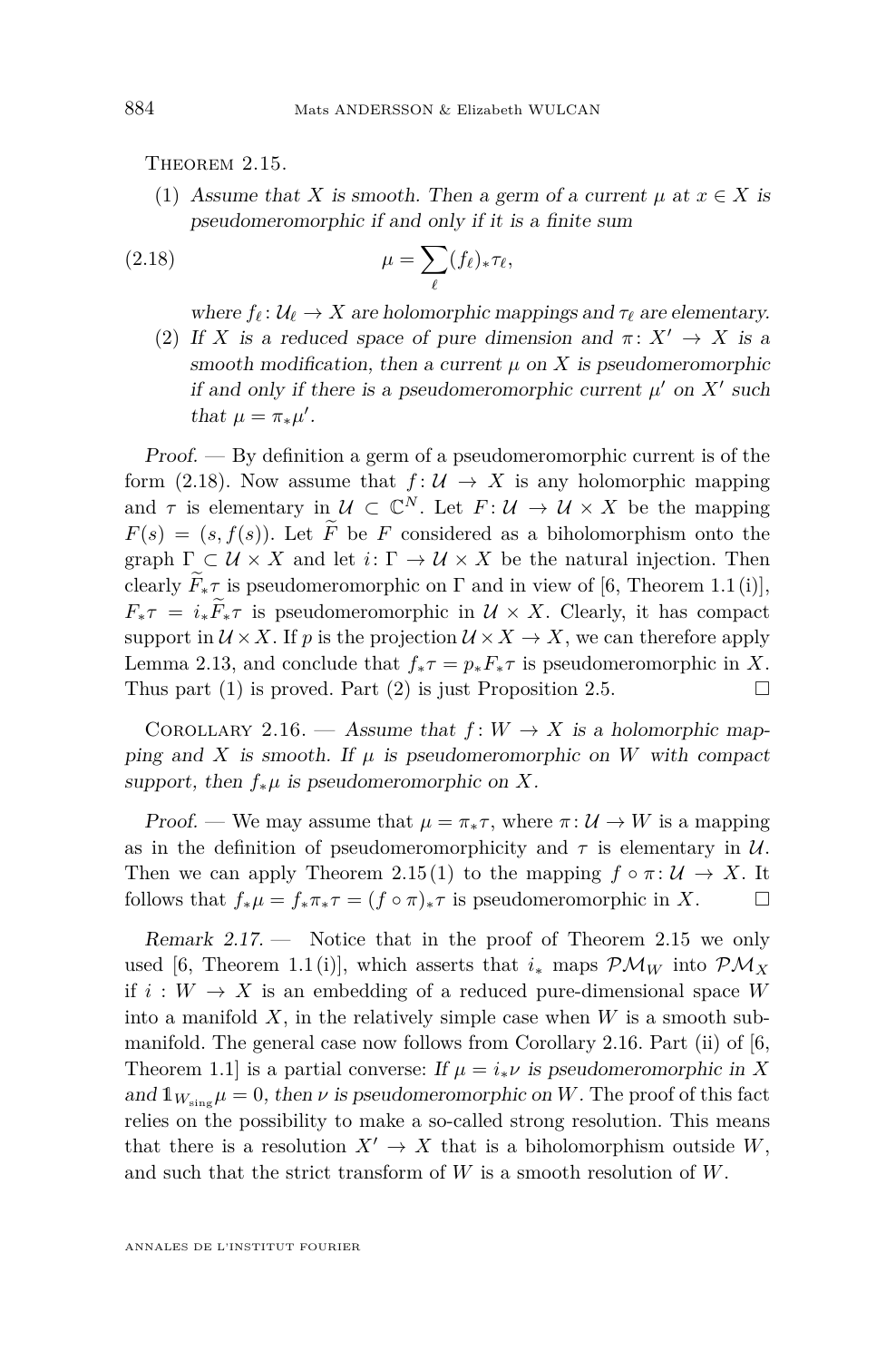Theorem 2.15.

(1) *Assume that $X$ is smooth. Then a germ of a current $\mu$ at $x \in X$ is pseudomeromorphic if and only if it is a finite sum*

$$\mu = \sum_{\ell} (f_\ell)_* \tau_\ell, \tag{2.18}$$

*where $f_\ell \colon \mathcal{U}_\ell \to X$ are holomorphic mappings and $\tau_\ell$ are elementary.*

(2) *If $X$ is a reduced space of pure dimension and $\pi \colon X' \to X$ is a smooth modification, then a current $\mu$ on $X$ is pseudomeromorphic if and only if there is a pseudomeromorphic current $\mu'$ on $X'$ such that $\mu = \pi_* \mu'$.*

*Proof.* — By definition a germ of a pseudomeromorphic current is of the form (2.18). Now assume that $f \colon \mathcal{U} \to X$ is any holomorphic mapping and $\tau$ is elementary in $\mathcal{U} \subset \mathbb{C}^N$. Let $F \colon \mathcal{U} \to \mathcal{U} \times X$ be the mapping $F(s) = (s, f(s))$. Let $\widetilde{F}$ be $F$ considered as a biholomorphism onto the graph $\Gamma \subset \mathcal{U} \times X$ and let $i \colon \Gamma \to \mathcal{U} \times X$ be the natural injection. Then clearly $\widetilde{F}_* \tau$ is pseudomeromorphic on $\Gamma$ and in view of [6, Theorem 1.1 (i)], $F_* \tau = i_* \widetilde{F}_* \tau$ is pseudomeromorphic in $\mathcal{U} \times X$. Clearly, it has compact support in $\mathcal{U} \times X$. If $p$ is the projection $\mathcal{U} \times X \to X$, we can therefore apply Lemma 2.13, and conclude that $f_* \tau = p_* F_* \tau$ is pseudomeromorphic in $X$. Thus part (1) is proved. Part (2) is just Proposition 2.5. □

Corollary 2.16. — *Assume that $f \colon W \to X$ is a holomorphic mapping and $X$ is smooth. If $\mu$ is pseudomeromorphic on $W$ with compact support, then $f_* \mu$ is pseudomeromorphic on $X$.*

*Proof.* — We may assume that $\mu = \pi_* \tau$, where $\pi \colon \mathcal{U} \to W$ is a mapping as in the definition of pseudomeromorphicity and $\tau$ is elementary in $\mathcal{U}$. Then we can apply Theorem 2.15 (1) to the mapping $f \circ \pi \colon \mathcal{U} \to X$. It follows that $f_* \mu = f_* \pi_* \tau = (f \circ \pi)_* \tau$ is pseudomeromorphic in $X$. □

*Remark 2.17.* — Notice that in the proof of Theorem 2.15 we only used [6, Theorem 1.1 (i)], which asserts that $i_*$ maps $\mathcal{PM}_W$ into $\mathcal{PM}_X$ if $i : W \to X$ is an embedding of a reduced pure-dimensional space $W$ into a manifold $X$, in the relatively simple case when $W$ is a smooth submanifold. The general case now follows from Corollary 2.16. Part (ii) of [6, Theorem 1.1] is a partial converse: *If $\mu = i_* \nu$ is pseudomeromorphic in $X$ and $\mathbb{1}_{W_{\text{sing}}} \mu = 0$, then $\nu$ is pseudomeromorphic on $W$.* The proof of this fact relies on the possibility to make a so-called strong resolution. This means that there is a resolution $X' \to X$ that is a biholomorphism outside $W$, and such that the strict transform of $W$ is a smooth resolution of $W$.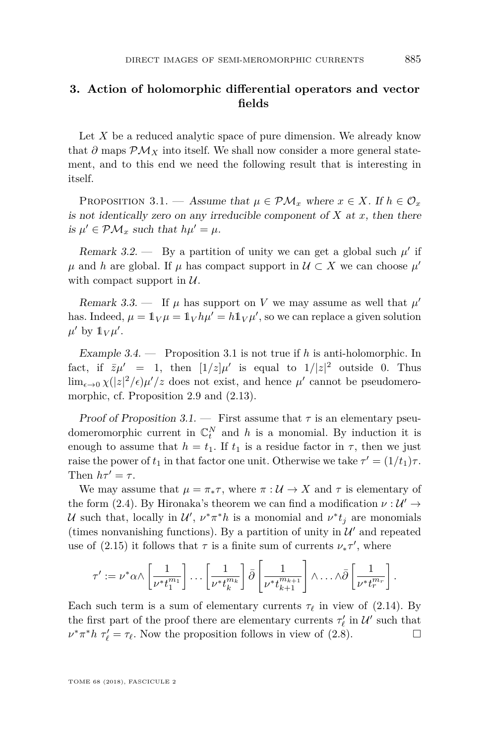## 3. Action of holomorphic differential operators and vector fields

Let $X$ be a reduced analytic space of pure dimension. We already know that $\partial$ maps $\mathcal{PM}_X$ into itself. We shall now consider a more general statement, and to this end we need the following result that is interesting in itself.

Proposition 3.1. — *Assume that $\mu \in \mathcal{PM}_x$ where $x \in X$. If $h \in \mathcal{O}_x$ is not identically zero on any irreducible component of $X$ at $x$, then there is $\mu' \in \mathcal{PM}_x$ such that $h\mu' = \mu$.*

*Remark 3.2.* — By a partition of unity we can get a global such $\mu'$ if $\mu$ and $h$ are global. If $\mu$ has compact support in $\mathcal{U} \subset X$ we can choose $\mu'$ with compact support in $\mathcal{U}$.

*Remark 3.3.* — If $\mu$ has support on $V$ we may assume as well that $\mu'$ has. Indeed, $\mu = \mathbb{1}_V \mu = \mathbb{1}_V h\mu' = h\mathbb{1}_V \mu'$, so we can replace a given solution $\mu'$ by $\mathbb{1}_V \mu'$.

*Example 3.4.* — Proposition 3.1 is not true if $h$ is anti-holomorphic. In fact, if $\bar{z}\mu' = 1$, then $[1/z]\mu'$ is equal to $1/|z|^2$ outside 0. Thus $\lim_{\epsilon\to 0} \chi(|z|^2/\epsilon)\mu'/z$ does not exist, and hence $\mu'$ cannot be pseudomeromorphic, cf. Proposition 2.9 and (2.13).

*Proof of Proposition 3.1.* — First assume that $\tau$ is an elementary pseudomeromorphic current in $\mathbb{C}^N_t$ and $h$ is a monomial. By induction it is enough to assume that $h = t_1$. If $t_1$ is a residue factor in $\tau$, then we just raise the power of $t_1$ in that factor one unit. Otherwise we take $\tau' = (1/t_1)\tau$. Then $h\tau' = \tau$.

We may assume that $\mu = \pi_*\tau$, where $\pi : \mathcal{U} \to X$ and $\tau$ is elementary of the form (2.4). By Hironaka's theorem we can find a modification $\nu : \mathcal{U}' \to \mathcal{U}$ such that, locally in $\mathcal{U}'$, $\nu^*\pi^*h$ is a monomial and $\nu^*t_j$ are monomials (times nonvanishing functions). By a partition of unity in $\mathcal{U}'$ and repeated use of (2.15) it follows that $\tau$ is a finite sum of currents $\nu_*\tau'$, where

$$\tau' := \nu^*\alpha \wedge \left[\frac{1}{\nu^* t_1^{m_1}}\right] \cdots \left[\frac{1}{\nu^* t_k^{m_k}}\right] \bar{\partial}\left[\frac{1}{\nu^* t_{k+1}^{m_{k+1}}}\right] \wedge \cdots \wedge \bar{\partial}\left[\frac{1}{\nu^* t_r^{m_r}}\right].$$

Each such term is a sum of elementary currents $\tau_\ell$ in view of (2.14). By the first part of the proof there are elementary currents $\tau'_\ell$ in $\mathcal{U}'$ such that $\nu^*\pi^*h\, \tau'_\ell = \tau_\ell$. Now the proposition follows in view of (2.8). $\square$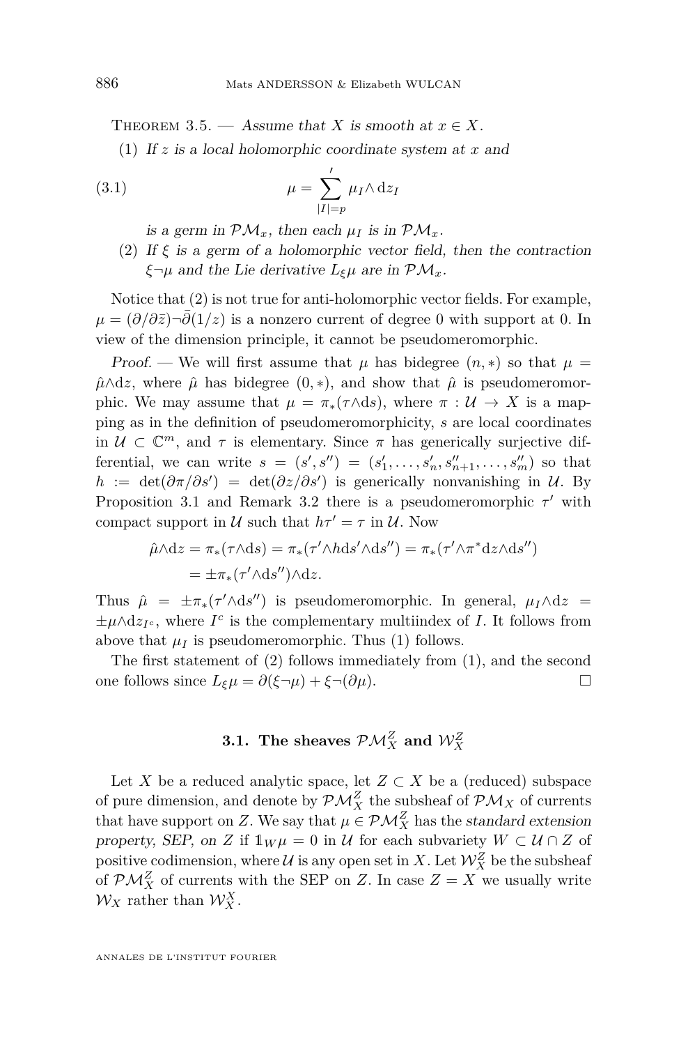Theorem 3.5. — *Assume that $X$ is smooth at $x \in X$.*

(1) *If $z$ is a local holomorphic coordinate system at $x$ and*

$$\mu = \sum_{|I|=p}' \mu_I \wedge \mathrm{d}z_I \tag{3.1}$$

*is a germ in $\mathcal{PM}_x$, then each $\mu_I$ is in $\mathcal{PM}_x$.*

(2) *If $\xi$ is a germ of a holomorphic vector field, then the contraction $\xi \neg \mu$ and the Lie derivative $L_\xi \mu$ are in $\mathcal{PM}_x$.*

Notice that (2) is not true for anti-holomorphic vector fields. For example, $\mu = (\partial/\partial \bar{z}) \neg \bar{\partial}(1/z)$ is a nonzero current of degree 0 with support at 0. In view of the dimension principle, it cannot be pseudomeromorphic.

*Proof.* — We will first assume that $\mu$ has bidegree $(n,*)$ so that $\mu = \hat{\mu} \wedge \mathrm{d}z$, where $\hat{\mu}$ has bidegree $(0,*)$, and show that $\hat{\mu}$ is pseudomeromorphic. We may assume that $\mu = \pi_*(\tau \wedge \mathrm{d}s)$, where $\pi : \mathcal{U} \to X$ is a mapping as in the definition of pseudomeromorphicity, $s$ are local coordinates in $\mathcal{U} \subset \mathbb{C}^m$, and $\tau$ is elementary. Since $\pi$ has generically surjective differential, we can write $s = (s', s'') = (s'_1, \ldots, s'_n, s''_{n+1}, \ldots, s''_m)$ so that $h := \det(\partial \pi / \partial s') = \det(\partial z / \partial s')$ is generically nonvanishing in $\mathcal{U}$. By Proposition 3.1 and Remark 3.2 there is a pseudomeromorphic $\tau'$ with compact support in $\mathcal{U}$ such that $h\tau' = \tau$ in $\mathcal{U}$. Now

$$\begin{aligned}\hat{\mu} \wedge \mathrm{d}z = \pi_*(\tau \wedge \mathrm{d}s) &= \pi_*(\tau' \wedge h \mathrm{d}s' \wedge \mathrm{d}s'') = \pi_*(\tau' \wedge \pi^* \mathrm{d}z \wedge \mathrm{d}s'') \\ &= \pm \pi_*(\tau' \wedge \mathrm{d}s'') \wedge \mathrm{d}z.\end{aligned}$$

Thus $\hat{\mu} = \pm \pi_*(\tau' \wedge \mathrm{d}s'')$ is pseudomeromorphic. In general, $\mu_I \wedge \mathrm{d}z = \pm \mu \wedge \mathrm{d}z_{I^c}$, where $I^c$ is the complementary multiindex of $I$. It follows from above that $\mu_I$ is pseudomeromorphic. Thus (1) follows.

The first statement of (2) follows immediately from (1), and the second one follows since $L_\xi \mu = \partial(\xi \neg \mu) + \xi \neg (\partial \mu)$. □

### 3.1. The sheaves $\mathcal{PM}_X^Z$ and $\mathcal{W}_X^Z$

Let $X$ be a reduced analytic space, let $Z \subset X$ be a (reduced) subspace of pure dimension, and denote by $\mathcal{PM}_X^Z$ the subsheaf of $\mathcal{PM}_X$ of currents that have support on $Z$. We say that $\mu \in \mathcal{PM}_X^Z$ has the *standard extension property, SEP, on $Z$* if $\mathbb{1}_W \mu = 0$ in $\mathcal{U}$ for each subvariety $W \subset \mathcal{U} \cap Z$ of positive codimension, where $\mathcal{U}$ is any open set in $X$. Let $\mathcal{W}_X^Z$ be the subsheaf of $\mathcal{PM}_X^Z$ of currents with the SEP on $Z$. In case $Z = X$ we usually write $\mathcal{W}_X$ rather than $\mathcal{W}_X^X$.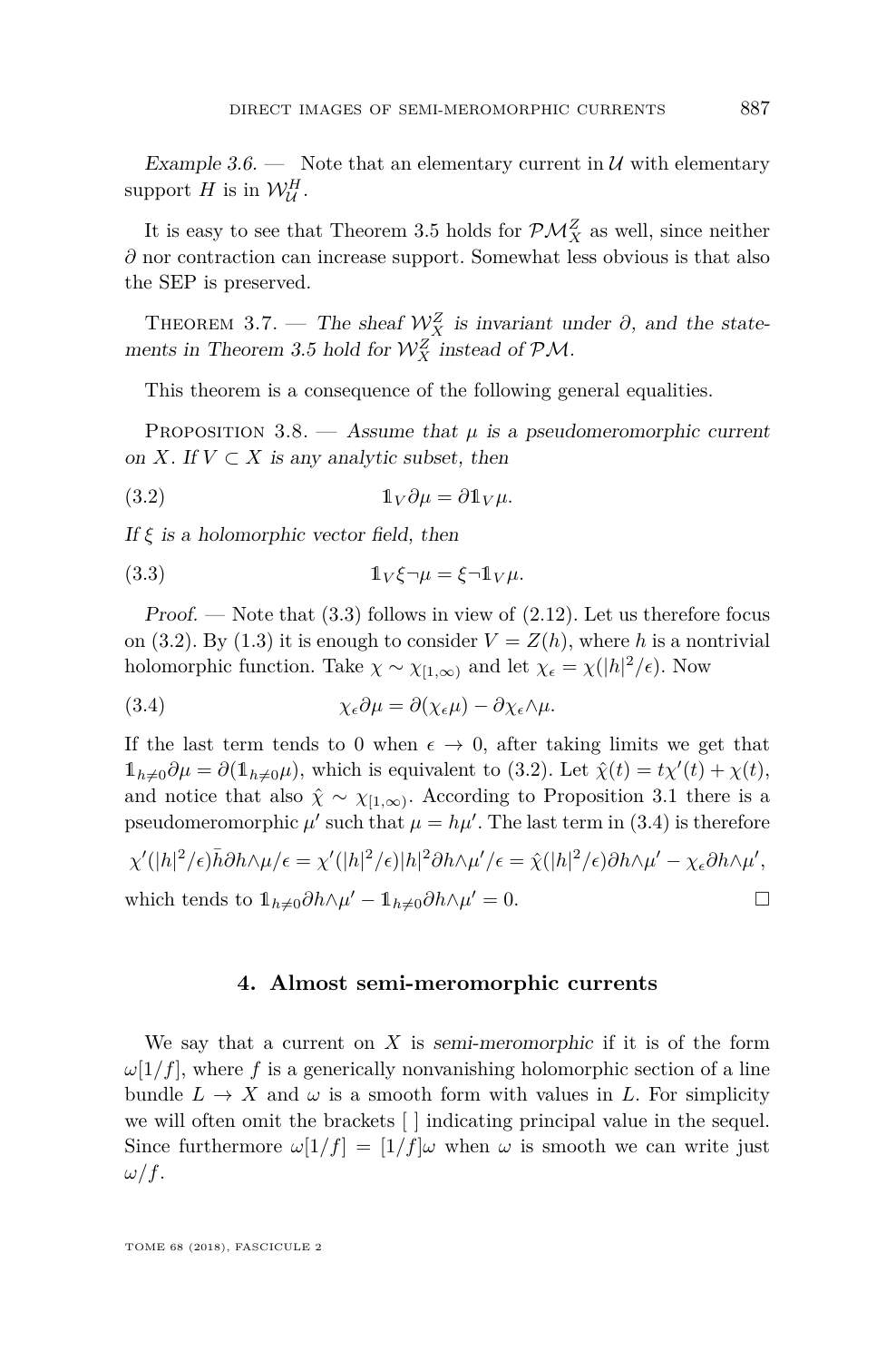*Example 3.6.* — Note that an elementary current in $\mathcal{U}$ with elementary support $H$ is in $\mathcal{W}_{\mathcal{U}}^H$.

It is easy to see that Theorem 3.5 holds for $\mathcal{PM}_X^Z$ as well, since neither $\partial$ nor contraction can increase support. Somewhat less obvious is that also the SEP is preserved.

Theorem 3.7. — *The sheaf $\mathcal{W}_X^Z$ is invariant under $\partial$, and the statements in Theorem 3.5 hold for $\mathcal{W}_X^Z$ instead of $\mathcal{PM}$.*

This theorem is a consequence of the following general equalities.

Proposition 3.8. — *Assume that $\mu$ is a pseudomeromorphic current on $X$. If $V \subset X$ is any analytic subset, then*

$$\mathbb{1}_V \partial\mu = \partial \mathbb{1}_V \mu. \tag{3.2}$$

*If $\xi$ is a holomorphic vector field, then*

$$\mathbb{1}_V \xi \neg \mu = \xi \neg \mathbb{1}_V \mu. \tag{3.3}$$

*Proof.* — Note that (3.3) follows in view of (2.12). Let us therefore focus on (3.2). By (1.3) it is enough to consider $V = Z(h)$, where $h$ is a nontrivial holomorphic function. Take $\chi \sim \chi_{[1,\infty)}$ and let $\chi_\epsilon = \chi(|h|^2/\epsilon)$. Now

$$\chi_\epsilon \partial\mu = \partial(\chi_\epsilon \mu) - \partial\chi_\epsilon \wedge \mu. \tag{3.4}$$

If the last term tends to 0 when $\epsilon \to 0$, after taking limits we get that $\mathbb{1}_{h\neq 0}\partial\mu = \partial(\mathbb{1}_{h\neq 0}\mu)$, which is equivalent to (3.2). Let $\hat{\chi}(t) = t\chi'(t) + \chi(t)$, and notice that also $\hat{\chi} \sim \chi_{[1,\infty)}$. According to Proposition 3.1 there is a pseudomeromorphic $\mu'$ such that $\mu = h\mu'$. The last term in (3.4) is therefore

$$\chi'(|h|^2/\epsilon)\bar{h}\partial h \wedge \mu/\epsilon = \chi'(|h|^2/\epsilon)|h|^2 \partial h \wedge \mu'/\epsilon = \hat{\chi}(|h|^2/\epsilon)\partial h \wedge \mu' - \chi_\epsilon \partial h \wedge \mu',$$

which tends to $\mathbb{1}_{h\neq 0}\partial h \wedge \mu' - \mathbb{1}_{h\neq 0}\partial h \wedge \mu' = 0$. $\square$

## 4. Almost semi-meromorphic currents

We say that a current on $X$ is *semi-meromorphic* if it is of the form $\omega[1/f]$, where $f$ is a generically nonvanishing holomorphic section of a line bundle $L \to X$ and $\omega$ is a smooth form with values in $L$. For simplicity we will often omit the brackets [ ] indicating principal value in the sequel. Since furthermore $\omega[1/f] = [1/f]\omega$ when $\omega$ is smooth we can write just $\omega/f$.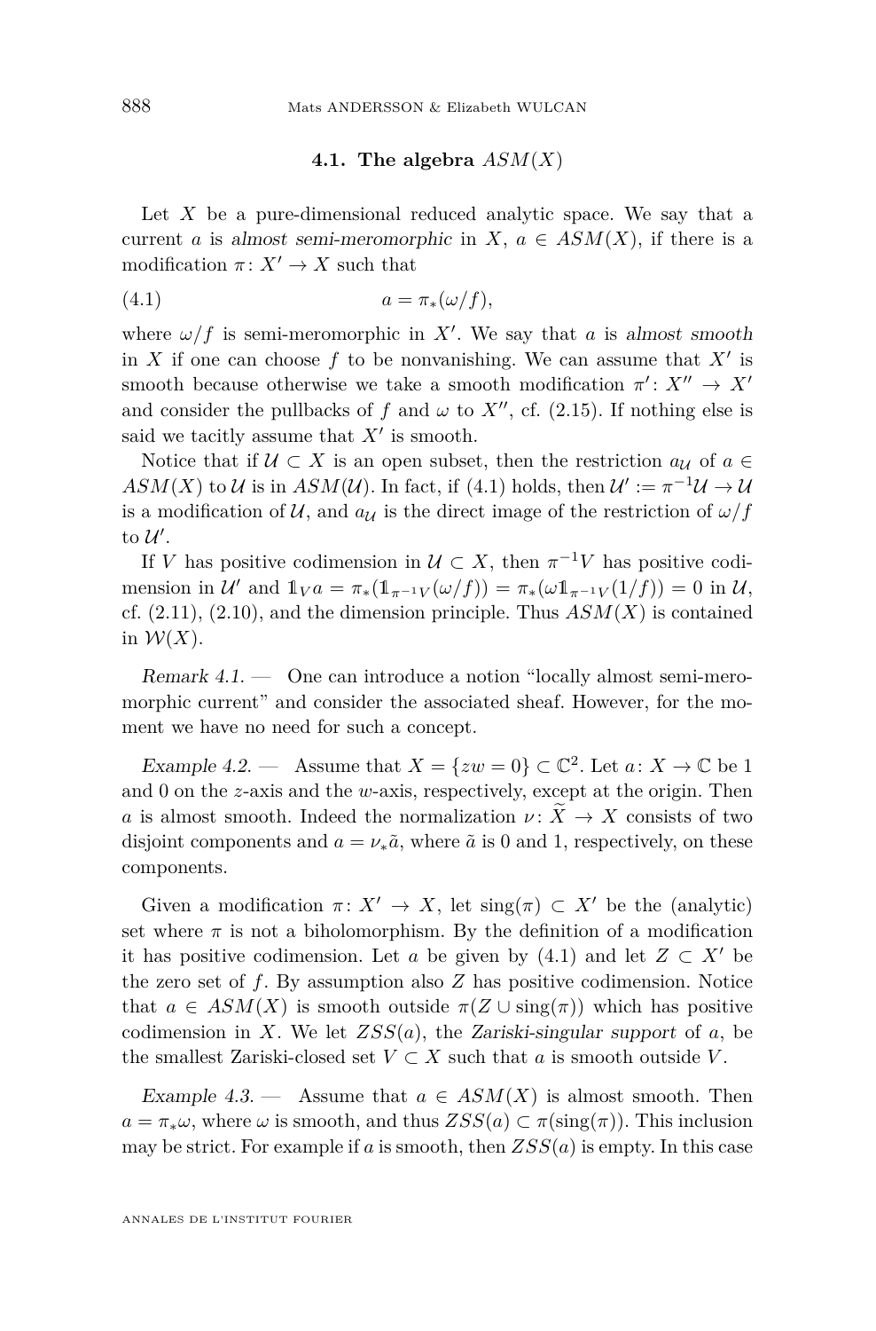### 4.1. The algebra $ASM(X)$

Let $X$ be a pure-dimensional reduced analytic space. We say that a current $a$ is *almost semi-meromorphic* in $X$, $a \in ASM(X)$, if there is a modification $\pi\colon X' \to X$ such that

$$a = \pi_*(\omega/f), \tag{4.1}$$

where $\omega/f$ is semi-meromorphic in $X'$. We say that $a$ is *almost smooth* in $X$ if one can choose $f$ to be nonvanishing. We can assume that $X'$ is smooth because otherwise we take a smooth modification $\pi'\colon X'' \to X'$ and consider the pullbacks of $f$ and $\omega$ to $X''$, cf. (2.15). If nothing else is said we tacitly assume that $X'$ is smooth.

Notice that if $\mathcal{U} \subset X$ is an open subset, then the restriction $a_{\mathcal{U}}$ of $a \in ASM(X)$ to $\mathcal{U}$ is in $ASM(\mathcal{U})$. In fact, if (4.1) holds, then $\mathcal{U}' := \pi^{-1}\mathcal{U} \to \mathcal{U}$ is a modification of $\mathcal{U}$, and $a_{\mathcal{U}}$ is the direct image of the restriction of $\omega/f$ to $\mathcal{U}'$.

If $V$ has positive codimension in $\mathcal{U} \subset X$, then $\pi^{-1}V$ has positive codimension in $\mathcal{U}'$ and $\mathbb{1}_V a = \pi_*(\mathbb{1}_{\pi^{-1}V}(\omega/f)) = \pi_*(\omega \mathbb{1}_{\pi^{-1}V}(1/f)) = 0$ in $\mathcal{U}$, cf. (2.11), (2.10), and the dimension principle. Thus $ASM(X)$ is contained in $\mathcal{W}(X)$.

*Remark 4.1.* — One can introduce a notion "locally almost semi-meromorphic current" and consider the associated sheaf. However, for the moment we have no need for such a concept.

*Example 4.2.* — Assume that $X = \{zw = 0\} \subset \mathbb{C}^2$. Let $a\colon X \to \mathbb{C}$ be 1 and 0 on the $z$-axis and the $w$-axis, respectively, except at the origin. Then $a$ is almost smooth. Indeed the normalization $\nu\colon \widetilde{X} \to X$ consists of two disjoint components and $a = \nu_*\tilde{a}$, where $\tilde{a}$ is 0 and 1, respectively, on these components.

Given a modification $\pi\colon X' \to X$, let $\mathrm{sing}(\pi) \subset X'$ be the (analytic) set where $\pi$ is not a biholomorphism. By the definition of a modification it has positive codimension. Let $a$ be given by (4.1) and let $Z \subset X'$ be the zero set of $f$. By assumption also $Z$ has positive codimension. Notice that $a \in ASM(X)$ is smooth outside $\pi(Z \cup \mathrm{sing}(\pi))$ which has positive codimension in $X$. We let $ZSS(a)$, the *Zariski-singular support* of $a$, be the smallest Zariski-closed set $V \subset X$ such that $a$ is smooth outside $V$.

*Example 4.3.* — Assume that $a \in ASM(X)$ is almost smooth. Then $a = \pi_*\omega$, where $\omega$ is smooth, and thus $ZSS(a) \subset \pi(\mathrm{sing}(\pi))$. This inclusion may be strict. For example if $a$ is smooth, then $ZSS(a)$ is empty. In this case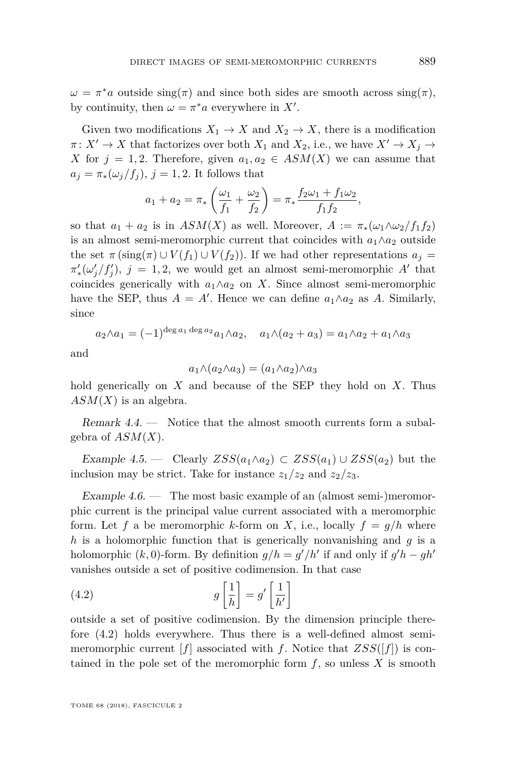$\omega = \pi^* a$ outside $\operatorname{sing}(\pi)$ and since both sides are smooth across $\operatorname{sing}(\pi)$, by continuity, then $\omega = \pi^* a$ everywhere in $X'$.

Given two modifications $X_1 \to X$ and $X_2 \to X$, there is a modification $\pi \colon X' \to X$ that factorizes over both $X_1$ and $X_2$, i.e., we have $X' \to X_j \to X$ for $j = 1, 2$. Therefore, given $a_1, a_2 \in ASM(X)$ we can assume that $a_j = \pi_*(\omega_j / f_j)$, $j = 1, 2$. It follows that

$$a_1 + a_2 = \pi_* \left( \frac{\omega_1}{f_1} + \frac{\omega_2}{f_2} \right) = \pi_* \frac{f_2 \omega_1 + f_1 \omega_2}{f_1 f_2},$$

so that $a_1 + a_2$ is in $ASM(X)$ as well. Moreover, $A := \pi_*(\omega_1 \wedge \omega_2 / f_1 f_2)$ is an almost semi-meromorphic current that coincides with $a_1 \wedge a_2$ outside the set $\pi(\operatorname{sing}(\pi) \cup V(f_1) \cup V(f_2))$. If we had other representations $a_j = \pi'_*(\omega'_j / f'_j)$, $j = 1, 2$, we would get an almost semi-meromorphic $A'$ that coincides generically with $a_1 \wedge a_2$ on $X$. Since almost semi-meromorphic have the SEP, thus $A = A'$. Hence we can define $a_1 \wedge a_2$ as $A$. Similarly, since

$$a_2 \wedge a_1 = (-1)^{\deg a_1 \deg a_2} a_1 \wedge a_2, \quad a_1 \wedge (a_2 + a_3) = a_1 \wedge a_2 + a_1 \wedge a_3$$

and

$$a_1 \wedge (a_2 \wedge a_3) = (a_1 \wedge a_2) \wedge a_3$$

hold generically on $X$ and because of the SEP they hold on $X$. Thus $ASM(X)$ is an algebra.

*Remark 4.4.* — Notice that the almost smooth currents form a subalgebra of $ASM(X)$.

*Example 4.5.* — Clearly $ZSS(a_1 \wedge a_2) \subset ZSS(a_1) \cup ZSS(a_2)$ but the inclusion may be strict. Take for instance $z_1/z_2$ and $z_2/z_3$.

*Example 4.6.* — The most basic example of an (almost semi-)meromorphic current is the principal value current associated with a meromorphic form. Let $f$ a be meromorphic $k$-form on $X$, i.e., locally $f = g/h$ where $h$ is a holomorphic function that is generically nonvanishing and $g$ is a holomorphic $(k, 0)$-form. By definition $g/h = g'/h'$ if and only if $g'h - gh'$ vanishes outside a set of positive codimension. In that case

$$g \left[ \frac{1}{h} \right] = g' \left[ \frac{1}{h'} \right] \tag{4.2}$$

outside a set of positive codimension. By the dimension principle therefore (4.2) holds everywhere. Thus there is a well-defined almost semi-meromorphic current $[f]$ associated with $f$. Notice that $ZSS([f])$ is contained in the pole set of the meromorphic form $f$, so unless $X$ is smooth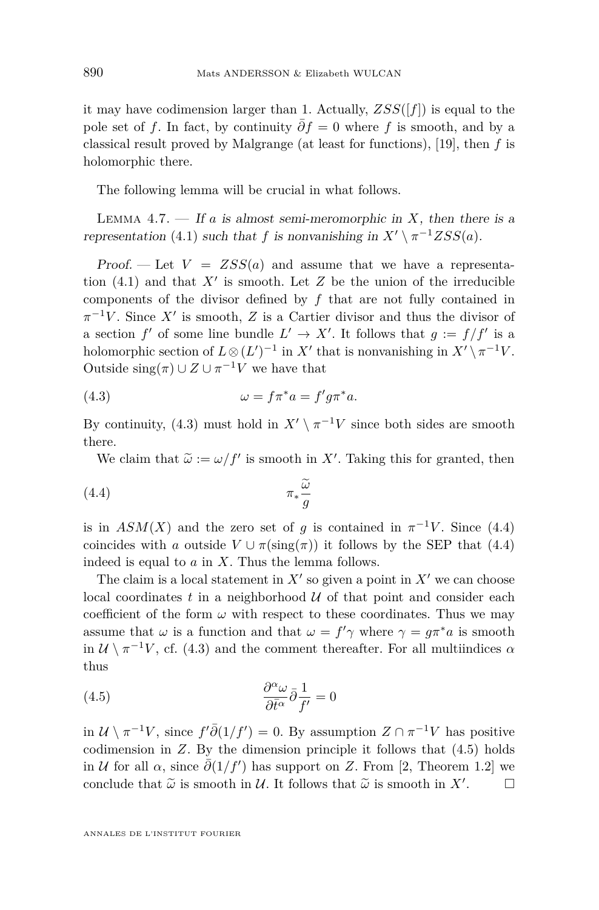it may have codimension larger than 1. Actually, $ZSS([f])$ is equal to the pole set of $f$. In fact, by continuity $\bar\partial f = 0$ where $f$ is smooth, and by a classical result proved by Malgrange (at least for functions), [19], then $f$ is holomorphic there.

The following lemma will be crucial in what follows.

Lemma 4.7. — *If $a$ is almost semi-meromorphic in $X$, then there is a representation* (4.1) *such that $f$ is nonvanishing in $X' \setminus \pi^{-1} ZSS(a)$.*

*Proof.* — Let $V = ZSS(a)$ and assume that we have a representation (4.1) and that $X'$ is smooth. Let $Z$ be the union of the irreducible components of the divisor defined by $f$ that are not fully contained in $\pi^{-1}V$. Since $X'$ is smooth, $Z$ is a Cartier divisor and thus the divisor of a section $f'$ of some line bundle $L' \to X'$. It follows that $g := f/f'$ is a holomorphic section of $L \otimes (L')^{-1}$ in $X'$ that is nonvanishing in $X' \setminus \pi^{-1}V$. Outside $\mathrm{sing}(\pi) \cup Z \cup \pi^{-1}V$ we have that

$$\omega = f\pi^* a = f' g \pi^* a. \tag{4.3}$$

By continuity, (4.3) must hold in $X' \setminus \pi^{-1}V$ since both sides are smooth there.

We claim that $\widetilde\omega := \omega/f'$ is smooth in $X'$. Taking this for granted, then

$$\pi_* \frac{\widetilde\omega}{g} \tag{4.4}$$

is in $ASM(X)$ and the zero set of $g$ is contained in $\pi^{-1}V$. Since (4.4) coincides with $a$ outside $V \cup \pi(\mathrm{sing}(\pi))$ it follows by the SEP that (4.4) indeed is equal to $a$ in $X$. Thus the lemma follows.

The claim is a local statement in $X'$ so given a point in $X'$ we can choose local coordinates $t$ in a neighborhood $\mathcal{U}$ of that point and consider each coefficient of the form $\omega$ with respect to these coordinates. Thus we may assume that $\omega$ is a function and that $\omega = f'\gamma$ where $\gamma = g\pi^* a$ is smooth in $\mathcal{U} \setminus \pi^{-1}V$, cf. (4.3) and the comment thereafter. For all multiindices $\alpha$ thus

$$\frac{\partial^\alpha \omega}{\partial \bar t^\alpha} \bar\partial \frac{1}{f'} = 0 \tag{4.5}$$

in $\mathcal{U} \setminus \pi^{-1}V$, since $f'\bar\partial(1/f') = 0$. By assumption $Z \cap \pi^{-1}V$ has positive codimension in $Z$. By the dimension principle it follows that (4.5) holds in $\mathcal{U}$ for all $\alpha$, since $\bar\partial(1/f')$ has support on $Z$. From [2, Theorem 1.2] we conclude that $\widetilde\omega$ is smooth in $\mathcal{U}$. It follows that $\widetilde\omega$ is smooth in $X'$. □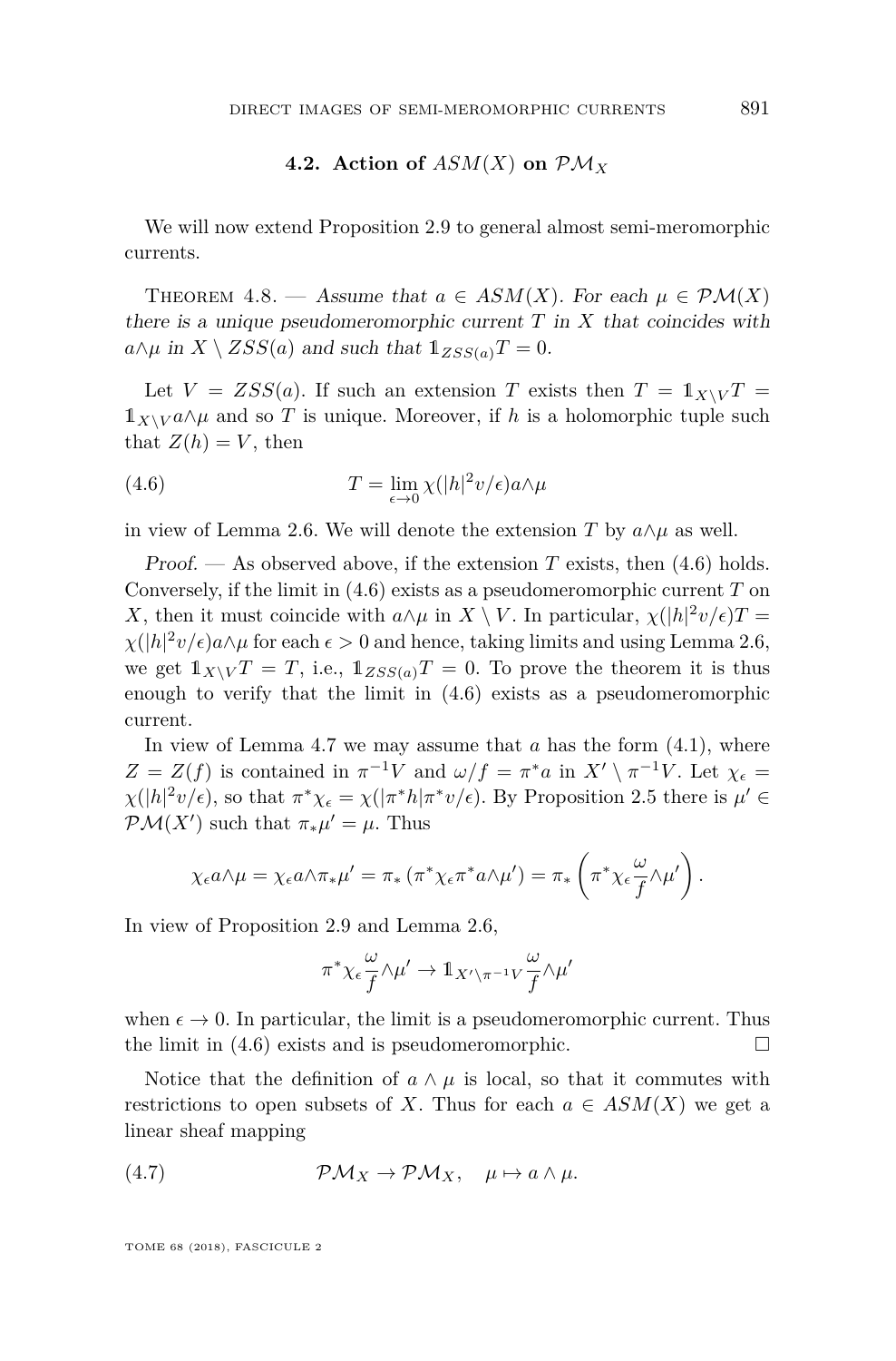### 4.2. Action of $ASM(X)$ on $\mathcal{PM}_X$

We will now extend Proposition 2.9 to general almost semi-meromorphic currents.

Theorem 4.8. — *Assume that $a \in ASM(X)$. For each $\mu \in \mathcal{PM}(X)$ there is a unique pseudomeromorphic current $T$ in $X$ that coincides with $a \wedge \mu$ in $X \setminus ZSS(a)$ and such that $\mathbb{1}_{ZSS(a)} T = 0$.*

Let $V = ZSS(a)$. If such an extension $T$ exists then $T = \mathbb{1}_{X\setminus V} T = \mathbb{1}_{X\setminus V} a \wedge \mu$ and so $T$ is unique. Moreover, if $h$ is a holomorphic tuple such that $Z(h) = V$, then

$$T = \lim_{\epsilon \to 0} \chi(|h|^2 v/\epsilon) a \wedge \mu \tag{4.6}$$

in view of Lemma 2.6. We will denote the extension $T$ by $a \wedge \mu$ as well.

*Proof.* — As observed above, if the extension $T$ exists, then (4.6) holds. Conversely, if the limit in (4.6) exists as a pseudomeromorphic current $T$ on $X$, then it must coincide with $a \wedge \mu$ in $X \setminus V$. In particular, $\chi(|h|^2 v/\epsilon) T = \chi(|h|^2 v/\epsilon) a \wedge \mu$ for each $\epsilon > 0$ and hence, taking limits and using Lemma 2.6, we get $\mathbb{1}_{X\setminus V} T = T$, i.e., $\mathbb{1}_{ZSS(a)} T = 0$. To prove the theorem it is thus enough to verify that the limit in (4.6) exists as a pseudomeromorphic current.

In view of Lemma 4.7 we may assume that $a$ has the form (4.1), where $Z = Z(f)$ is contained in $\pi^{-1} V$ and $\omega/f = \pi^* a$ in $X' \setminus \pi^{-1} V$. Let $\chi_\epsilon = \chi(|h|^2 v/\epsilon)$, so that $\pi^* \chi_\epsilon = \chi(|\pi^* h| \pi^* v/\epsilon)$. By Proposition 2.5 there is $\mu' \in \mathcal{PM}(X')$ such that $\pi_* \mu' = \mu$. Thus

$$\chi_\epsilon a \wedge \mu = \chi_\epsilon a \wedge \pi_* \mu' = \pi_* \left( \pi^* \chi_\epsilon \pi^* a \wedge \mu' \right) = \pi_* \left( \pi^* \chi_\epsilon \frac{\omega}{f} \wedge \mu' \right).$$

In view of Proposition 2.9 and Lemma 2.6,

$$\pi^* \chi_\epsilon \frac{\omega}{f} \wedge \mu' \to \mathbb{1}_{X' \setminus \pi^{-1} V} \frac{\omega}{f} \wedge \mu'$$

when $\epsilon \to 0$. In particular, the limit is a pseudomeromorphic current. Thus the limit in (4.6) exists and is pseudomeromorphic. $\square$

Notice that the definition of $a \wedge \mu$ is local, so that it commutes with restrictions to open subsets of $X$. Thus for each $a \in ASM(X)$ we get a linear sheaf mapping

$$\mathcal{PM}_X \to \mathcal{PM}_X, \quad \mu \mapsto a \wedge \mu. \tag{4.7}$$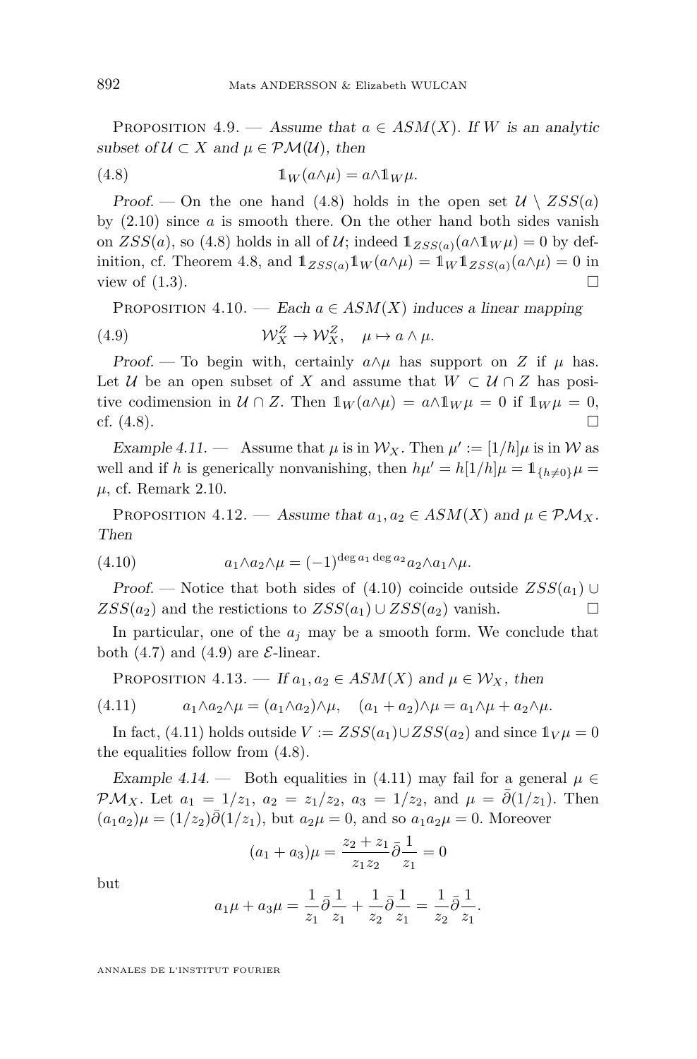Proposition 4.9. — *Assume that $a \in ASM(X)$. If $W$ is an analytic subset of $\mathcal{U} \subset X$ and $\mu \in \mathcal{PM}(\mathcal{U})$, then*

$$\mathbb{1}_W(a \wedge \mu) = a \wedge \mathbb{1}_W \mu. \tag{4.8}$$

*Proof.* — On the one hand (4.8) holds in the open set $\mathcal{U} \setminus ZSS(a)$ by (2.10) since $a$ is smooth there. On the other hand both sides vanish on $ZSS(a)$, so (4.8) holds in all of $\mathcal{U}$; indeed $\mathbb{1}_{ZSS(a)}(a \wedge \mathbb{1}_W \mu) = 0$ by definition, cf. Theorem 4.8, and $\mathbb{1}_{ZSS(a)} \mathbb{1}_W (a \wedge \mu) = \mathbb{1}_W \mathbb{1}_{ZSS(a)}(a \wedge \mu) = 0$ in view of (1.3). □

Proposition 4.10. — *Each $a \in ASM(X)$ induces a linear mapping*

$$\mathcal{W}_X^Z \to \mathcal{W}_X^Z, \quad \mu \mapsto a \wedge \mu. \tag{4.9}$$

*Proof.* — To begin with, certainly $a \wedge \mu$ has support on $Z$ if $\mu$ has. Let $\mathcal{U}$ be an open subset of $X$ and assume that $W \subset \mathcal{U} \cap Z$ has positive codimension in $\mathcal{U} \cap Z$. Then $\mathbb{1}_W(a \wedge \mu) = a \wedge \mathbb{1}_W \mu = 0$ if $\mathbb{1}_W \mu = 0$, cf. (4.8). □

*Example 4.11.* — Assume that $\mu$ is in $\mathcal{W}_X$. Then $\mu' := [1/h]\mu$ is in $\mathcal{W}$ as well and if $h$ is generically nonvanishing, then $h\mu' = h[1/h]\mu = \mathbb{1}_{\{h \neq 0\}} \mu = \mu$, cf. Remark 2.10.

Proposition 4.12. — *Assume that $a_1, a_2 \in ASM(X)$ and $\mu \in \mathcal{PM}_X$. Then*

$$a_1 \wedge a_2 \wedge \mu = (-1)^{\deg a_1 \deg a_2} a_2 \wedge a_1 \wedge \mu. \tag{4.10}$$

*Proof.* — Notice that both sides of (4.10) coincide outside $ZSS(a_1) \cup ZSS(a_2)$ and the restrictions to $ZSS(a_1) \cup ZSS(a_2)$ vanish. □

In particular, one of the $a_j$ may be a smooth form. We conclude that both (4.7) and (4.9) are $\mathcal{E}$-linear.

Proposition 4.13. — *If $a_1, a_2 \in ASM(X)$ and $\mu \in \mathcal{W}_X$, then*

$$a_1 \wedge a_2 \wedge \mu = (a_1 \wedge a_2) \wedge \mu, \quad (a_1 + a_2) \wedge \mu = a_1 \wedge \mu + a_2 \wedge \mu. \tag{4.11}$$

In fact, (4.11) holds outside $V := ZSS(a_1) \cup ZSS(a_2)$ and since $\mathbb{1}_V \mu = 0$ the equalities follow from (4.8).

*Example 4.14.* — Both equalities in (4.11) may fail for a general $\mu \in \mathcal{PM}_X$. Let $a_1 = 1/z_1$, $a_2 = z_1/z_2$, $a_3 = 1/z_2$, and $\mu = \bar\partial(1/z_1)$. Then $(a_1 a_2)\mu = (1/z_2)\bar\partial(1/z_1)$, but $a_2 \mu = 0$, and so $a_1 a_2 \mu = 0$. Moreover

$$(a_1 + a_3)\mu = \frac{z_2 + z_1}{z_1 z_2} \bar\partial \frac{1}{z_1} = 0$$

but

$$a_1 \mu + a_3 \mu = \frac{1}{z_1} \bar\partial \frac{1}{z_1} + \frac{1}{z_2} \bar\partial \frac{1}{z_1} = \frac{1}{z_2} \bar\partial \frac{1}{z_1}.$$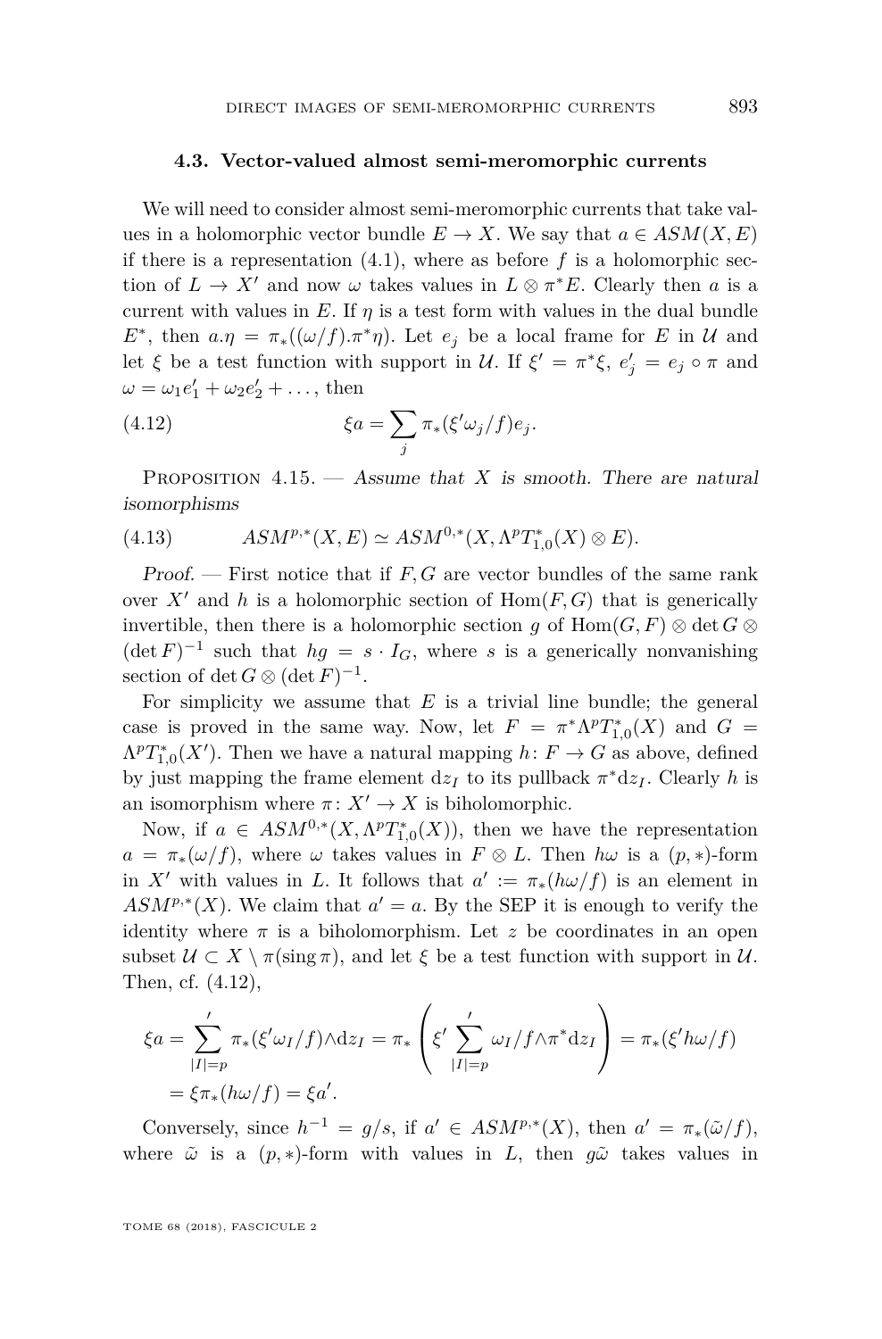### 4.3. Vector-valued almost semi-meromorphic currents

We will need to consider almost semi-meromorphic currents that take values in a holomorphic vector bundle $E \to X$. We say that $a \in ASM(X,E)$ if there is a representation (4.1), where as before $f$ is a holomorphic section of $L \to X'$ and now $\omega$ takes values in $L \otimes \pi^* E$. Clearly then $a$ is a current with values in $E$. If $\eta$ is a test form with values in the dual bundle $E^*$, then $a.\eta = \pi_*((\omega/f).\pi^*\eta)$. Let $e_j$ be a local frame for $E$ in $\mathcal{U}$ and let $\xi$ be a test function with support in $\mathcal{U}$. If $\xi' = \pi^*\xi$, $e_j' = e_j \circ \pi$ and $\omega = \omega_1 e_1' + \omega_2 e_2' + \dots$, then

$$\xi a = \sum_j \pi_*(\xi' \omega_j / f) e_j. \tag{4.12}$$

Proposition 4.15. — *Assume that $X$ is smooth. There are natural isomorphisms*

$$ASM^{p,*}(X,E) \simeq ASM^{0,*}(X, \Lambda^p T^*_{1,0}(X) \otimes E). \tag{4.13}$$

*Proof.* — First notice that if $F, G$ are vector bundles of the same rank over $X'$ and $h$ is a holomorphic section of $\mathrm{Hom}(F,G)$ that is generically invertible, then there is a holomorphic section $g$ of $\mathrm{Hom}(G,F) \otimes \det G \otimes (\det F)^{-1}$ such that $hg = s \cdot I_G$, where $s$ is a generically nonvanishing section of $\det G \otimes (\det F)^{-1}$.

For simplicity we assume that $E$ is a trivial line bundle; the general case is proved in the same way. Now, let $F = \pi^* \Lambda^p T^*_{1,0}(X)$ and $G = \Lambda^p T^*_{1,0}(X')$. Then we have a natural mapping $h \colon F \to G$ as above, defined by just mapping the frame element $\mathrm{d}z_I$ to its pullback $\pi^* \mathrm{d}z_I$. Clearly $h$ is an isomorphism where $\pi \colon X' \to X$ is biholomorphic.

Now, if $a \in ASM^{0,*}(X, \Lambda^p T^*_{1,0}(X))$, then we have the representation $a = \pi_*(\omega/f)$, where $\omega$ takes values in $F \otimes L$. Then $h\omega$ is a $(p,*)$-form in $X'$ with values in $L$. It follows that $a' := \pi_*(h\omega/f)$ is an element in $ASM^{p,*}(X)$. We claim that $a' = a$. By the SEP it is enough to verify the identity where $\pi$ is a biholomorphism. Let $z$ be coordinates in an open subset $\mathcal{U} \subset X \setminus \pi(\operatorname{sing} \pi)$, and let $\xi$ be a test function with support in $\mathcal{U}$. Then, cf. (4.12),

$$\begin{aligned}
\xi a &= {\sum_{|I|=p}}' \pi_*(\xi' \omega_I / f) \wedge \mathrm{d}z_I = \pi_* \left( \xi' {\sum_{|I|=p}}' \omega_I / f \wedge \pi^* \mathrm{d}z_I \right) = \pi_*(\xi' h\omega / f) \\
&= \xi \pi_*(h\omega/f) = \xi a'.
\end{aligned}$$

Conversely, since $h^{-1} = g/s$, if $a' \in ASM^{p,*}(X)$, then $a' = \pi_*(\tilde{\omega}/f)$, where $\tilde{\omega}$ is a $(p,*)$-form with values in $L$, then $g\tilde{\omega}$ takes values in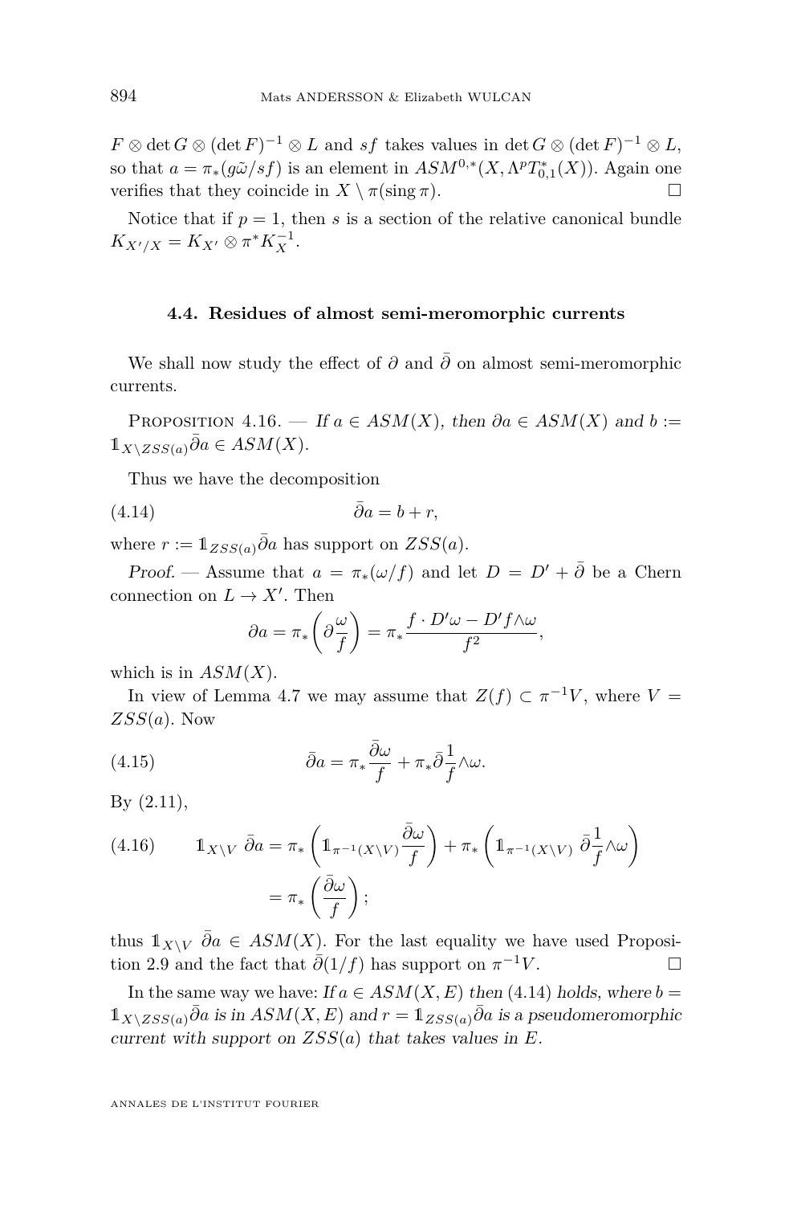$F \otimes \det G \otimes (\det F)^{-1} \otimes L$ and $sf$ takes values in $\det G \otimes (\det F)^{-1} \otimes L$, so that $a = \pi_*(g\tilde{\omega}/sf)$ is an element in $ASM^{0,*}(X, \Lambda^p T^*_{0,1}(X))$. Again one verifies that they coincide in $X \setminus \pi(\operatorname{sing} \pi)$. □

Notice that if $p = 1$, then $s$ is a section of the relative canonical bundle $K_{X'/X} = K_{X'} \otimes \pi^* K_X^{-1}$.

### 4.4. Residues of almost semi-meromorphic currents

We shall now study the effect of $\partial$ and $\bar\partial$ on almost semi-meromorphic currents.

Proposition 4.16. — *If $a \in ASM(X)$, then $\partial a \in ASM(X)$ and $b := \mathbb{1}_{X \setminus ZSS(a)} \bar\partial a \in ASM(X)$.*

Thus we have the decomposition

$$\bar\partial a = b + r, \tag{4.14}$$

where $r := \mathbb{1}_{ZSS(a)} \bar\partial a$ has support on $ZSS(a)$.

*Proof.* — Assume that $a = \pi_*(\omega/f)$ and let $D = D' + \bar\partial$ be a Chern connection on $L \to X'$. Then

$$\partial a = \pi_* \left( \partial \frac{\omega}{f} \right) = \pi_* \frac{f \cdot D'\omega - D'f \wedge \omega}{f^2},$$

which is in $ASM(X)$.

In view of Lemma 4.7 we may assume that $Z(f) \subset \pi^{-1}V$, where $V = ZSS(a)$. Now

$$\bar\partial a = \pi_* \frac{\bar\partial \omega}{f} + \pi_* \bar\partial \frac{1}{f} \wedge \omega. \tag{4.15}$$

By (2.11),

$$\begin{aligned} \mathbb{1}_{X \setminus V} \, \bar\partial a &= \pi_* \left( \mathbb{1}_{\pi^{-1}(X \setminus V)} \frac{\bar\partial \omega}{f} \right) + \pi_* \left( \mathbb{1}_{\pi^{-1}(X \setminus V)} \, \bar\partial \frac{1}{f} \wedge \omega \right) \\ &= \pi_* \left( \frac{\bar\partial \omega}{f} \right); \end{aligned} \tag{4.16}$$

thus $\mathbb{1}_{X \setminus V} \, \bar\partial a \in ASM(X)$. For the last equality we have used Proposition 2.9 and the fact that $\bar\partial(1/f)$ has support on $\pi^{-1}V$. □

In the same way we have: *If $a \in ASM(X, E)$ then (4.14) holds, where $b = \mathbb{1}_{X \setminus ZSS(a)} \bar\partial a$ is in $ASM(X, E)$ and $r = \mathbb{1}_{ZSS(a)} \bar\partial a$ is a pseudomeromorphic current with support on $ZSS(a)$ that takes values in $E$.*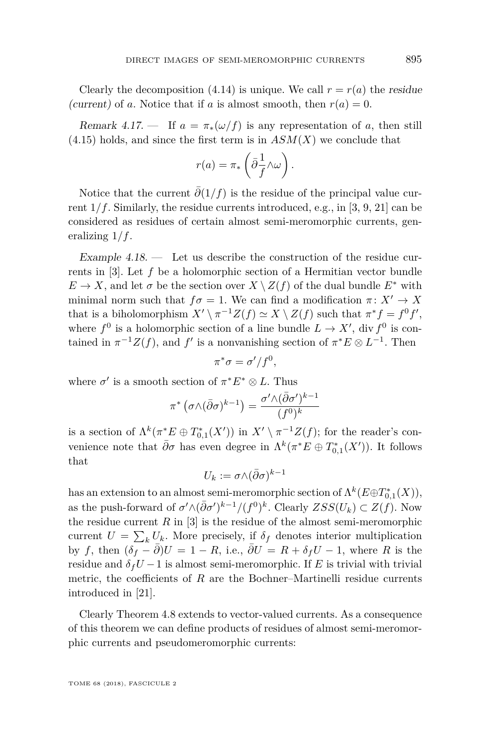Clearly the decomposition (4.14) is unique. We call $r = r(a)$ the *residue (current)* of $a$. Notice that if $a$ is almost smooth, then $r(a) = 0$.

*Remark 4.17.* — If $a = \pi_*(\omega/f)$ is any representation of $a$, then still (4.15) holds, and since the first term is in $ASM(X)$ we conclude that

$$r(a) = \pi_* \left( \bar\partial \frac{1}{f} \wedge \omega \right).$$

Notice that the current $\bar\partial(1/f)$ is the residue of the principal value current $1/f$. Similarly, the residue currents introduced, e.g., in [3, 9, 21] can be considered as residues of certain almost semi-meromorphic currents, generalizing $1/f$.

*Example 4.18.* — Let us describe the construction of the residue currents in [3]. Let $f$ be a holomorphic section of a Hermitian vector bundle $E \to X$, and let $\sigma$ be the section over $X \setminus Z(f)$ of the dual bundle $E^*$ with minimal norm such that $f\sigma = 1$. We can find a modification $\pi \colon X' \to X$ that is a biholomorphism $X' \setminus \pi^{-1}Z(f) \simeq X \setminus Z(f)$ such that $\pi^* f = f^0 f'$, where $f^0$ is a holomorphic section of a line bundle $L \to X'$, $\operatorname{div} f^0$ is contained in $\pi^{-1}Z(f)$, and $f'$ is a nonvanishing section of $\pi^* E \otimes L^{-1}$. Then

$$\pi^* \sigma = \sigma'/f^0,$$

where $\sigma'$ is a smooth section of $\pi^* E^* \otimes L$. Thus

$$\pi^* \left( \sigma \wedge (\bar\partial \sigma)^{k-1} \right) = \frac{\sigma' \wedge (\bar\partial \sigma')^{k-1}}{(f^0)^k}$$

is a section of $\Lambda^k(\pi^* E \oplus T^*_{0,1}(X'))$ in $X' \setminus \pi^{-1}Z(f)$; for the reader's convenience note that $\bar\partial\sigma$ has even degree in $\Lambda^k(\pi^* E \oplus T^*_{0,1}(X'))$. It follows that

$$U_k := \sigma \wedge (\bar\partial \sigma)^{k-1}$$

has an extension to an almost semi-meromorphic section of $\Lambda^k(E \oplus T^*_{0,1}(X))$, as the push-forward of $\sigma' \wedge (\bar\partial \sigma')^{k-1}/(f^0)^k$. Clearly $ZSS(U_k) \subset Z(f)$. Now the residue current $R$ in [3] is the residue of the almost semi-meromorphic current $U = \sum_k U_k$. More precisely, if $\delta_f$ denotes interior multiplication by $f$, then $(\delta_f - \bar\partial)U = 1 - R$, i.e., $\bar\partial U = R + \delta_f U - 1$, where $R$ is the residue and $\delta_f U - 1$ is almost semi-meromorphic. If $E$ is trivial with trivial metric, the coefficients of $R$ are the Bochner–Martinelli residue currents introduced in [21].

Clearly Theorem 4.8 extends to vector-valued currents. As a consequence of this theorem we can define products of residues of almost semi-meromorphic currents and pseudomeromorphic currents: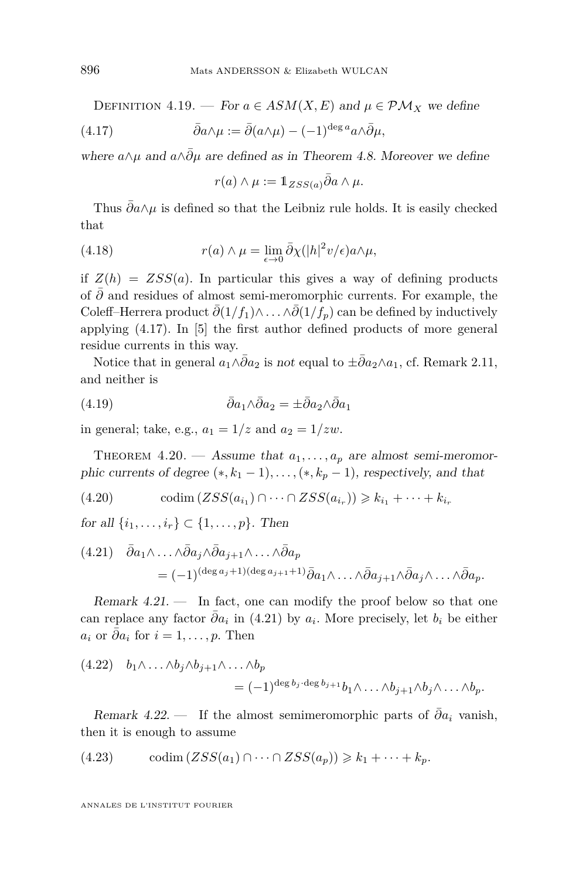Definition 4.19. — *For $a \in ASM(X, E)$ and $\mu \in \mathcal{PM}_X$ we define*

$$\bar\partial a \wedge \mu := \bar\partial(a \wedge \mu) - (-1)^{\deg a} a \wedge \bar\partial \mu, \tag{4.17}$$

*where $a \wedge \mu$ and $a \wedge \bar\partial\mu$ are defined as in Theorem 4.8. Moreover we define*

$$r(a) \wedge \mu := \mathbb{1}_{ZSS(a)} \bar\partial a \wedge \mu.$$

Thus $\bar\partial a \wedge \mu$ is defined so that the Leibniz rule holds. It is easily checked that

$$r(a) \wedge \mu = \lim_{\epsilon \to 0} \bar\partial \chi(|h|^2 v/\epsilon) a \wedge \mu, \tag{4.18}$$

if $Z(h) = ZSS(a)$. In particular this gives a way of defining products of $\bar\partial$ and residues of almost semi-meromorphic currents. For example, the Coleff–Herrera product $\bar\partial(1/f_1) \wedge \ldots \wedge \bar\partial(1/f_p)$ can be defined by inductively applying (4.17). In [5] the first author defined products of more general residue currents in this way.

Notice that in general $a_1 \wedge \bar\partial a_2$ is *not* equal to $\pm \bar\partial a_2 \wedge a_1$, cf. Remark 2.11, and neither is

$$\bar\partial a_1 \wedge \bar\partial a_2 = \pm \bar\partial a_2 \wedge \bar\partial a_1 \tag{4.19}$$

in general; take, e.g., $a_1 = 1/z$ and $a_2 = 1/zw$.

Theorem 4.20. — *Assume that $a_1, \ldots, a_p$ are almost semi-meromorphic currents of degree $(*, k_1 - 1), \ldots, (*, k_p - 1)$, respectively, and that*

$$\operatorname{codim}(ZSS(a_{i_1}) \cap \cdots \cap ZSS(a_{i_r})) \geqslant k_{i_1} + \cdots + k_{i_r} \tag{4.20}$$

*for all $\{i_1, \ldots, i_r\} \subset \{1, \ldots, p\}$. Then*

$$\begin{aligned} &\bar\partial a_1 \wedge \ldots \wedge \bar\partial a_j \wedge \bar\partial a_{j+1} \wedge \ldots \wedge \bar\partial a_p \\ &\qquad = (-1)^{(\deg a_j + 1)(\deg a_{j+1} + 1)} \bar\partial a_1 \wedge \ldots \wedge \bar\partial a_{j+1} \wedge \bar\partial a_j \wedge \ldots \wedge \bar\partial a_p. \end{aligned} \tag{4.21}$$

*Remark 4.21.* — In fact, one can modify the proof below so that one can replace any factor $\bar\partial a_i$ in (4.21) by $a_i$. More precisely, let $b_i$ be either $a_i$ or $\bar\partial a_i$ for $i = 1, \ldots, p$. Then

$$\begin{aligned} &b_1 \wedge \ldots \wedge b_j \wedge b_{j+1} \wedge \ldots \wedge b_p \\ &\qquad = (-1)^{\deg b_j \cdot \deg b_{j+1}} b_1 \wedge \ldots \wedge b_{j+1} \wedge b_j \wedge \ldots \wedge b_p. \end{aligned} \tag{4.22}$$

*Remark 4.22.* — If the almost semimeromorphic parts of $\bar\partial a_i$ vanish, then it is enough to assume

$$\operatorname{codim}(ZSS(a_1) \cap \cdots \cap ZSS(a_p)) \geqslant k_1 + \cdots + k_p. \tag{4.23}$$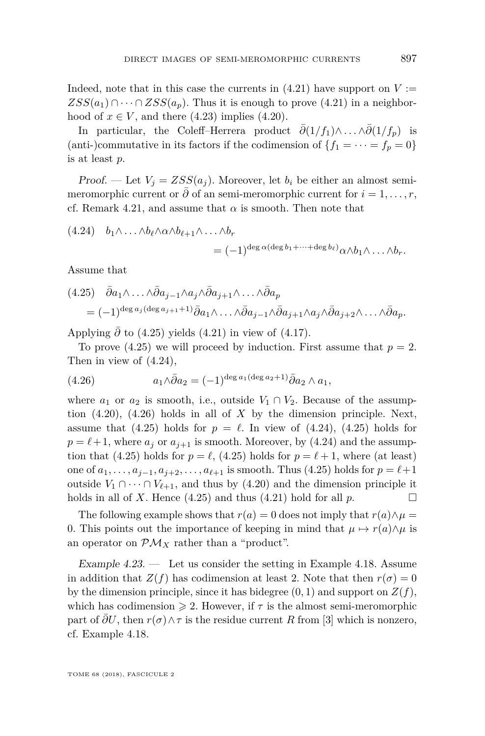Indeed, note that in this case the currents in (4.21) have support on $V := ZSS(a_1) \cap \dots \cap ZSS(a_p)$. Thus it is enough to prove (4.21) in a neighborhood of $x \in V$, and there (4.23) implies (4.20).

In particular, the Coleff–Herrera product $\bar\partial(1/f_1)\wedge\dots\wedge\bar\partial(1/f_p)$ is (anti-)commutative in its factors if the codimension of $\{f_1 = \dots = f_p = 0\}$ is at least $p$.

*Proof.* — Let $V_j = ZSS(a_j)$. Moreover, let $b_i$ be either an almost semi-meromorphic current or $\bar\partial$ of an semi-meromorphic current for $i = 1, \dots, r$, cf. Remark 4.21, and assume that $\alpha$ is smooth. Then note that

$$
(4.24)\quad b_1\wedge\dots\wedge b_\ell\wedge\alpha\wedge b_{\ell+1}\wedge\dots\wedge b_r = (-1)^{\deg\alpha(\deg b_1+\dots+\deg b_\ell)}\alpha\wedge b_1\wedge\dots\wedge b_r.
$$

Assume that

$$
(4.25)\quad \bar\partial a_1\wedge\dots\wedge\bar\partial a_{j-1}\wedge a_j\wedge\bar\partial a_{j+1}\wedge\dots\wedge\bar\partial a_p = (-1)^{\deg a_j(\deg a_{j+1}+1)}\bar\partial a_1\wedge\dots\wedge\bar\partial a_{j-1}\wedge\bar\partial a_{j+1}\wedge a_j\wedge\bar\partial a_{j+2}\wedge\dots\wedge\bar\partial a_p.
$$

Applying $\bar\partial$ to (4.25) yields (4.21) in view of (4.17).

To prove (4.25) we will proceed by induction. First assume that $p = 2$. Then in view of (4.24),

$$
(4.26)\qquad a_1\wedge\bar\partial a_2 = (-1)^{\deg a_1(\deg a_2+1)}\bar\partial a_2\wedge a_1,
$$

where $a_1$ or $a_2$ is smooth, i.e., outside $V_1\cap V_2$. Because of the assumption (4.20), (4.26) holds in all of $X$ by the dimension principle. Next, assume that (4.25) holds for $p = \ell$. In view of (4.24), (4.25) holds for $p = \ell+1$, where $a_j$ or $a_{j+1}$ is smooth. Moreover, by (4.24) and the assumption that (4.25) holds for $p = \ell$, (4.25) holds for $p = \ell+1$, where (at least) one of $a_1, \dots, a_{j-1}, a_{j+2}, \dots, a_{\ell+1}$ is smooth. Thus (4.25) holds for $p = \ell+1$ outside $V_1\cap\dots\cap V_{\ell+1}$, and thus by (4.20) and the dimension principle it holds in all of $X$. Hence (4.25) and thus (4.21) hold for all $p$. $\square$

The following example shows that $r(a) = 0$ does not imply that $r(a)\wedge\mu = 0$. This points out the importance of keeping in mind that $\mu\mapsto r(a)\wedge\mu$ is an operator on $\mathcal{PM}_X$ rather than a "product".

*Example 4.23.* — Let us consider the setting in Example 4.18. Assume in addition that $Z(f)$ has codimension at least 2. Note that then $r(\sigma) = 0$ by the dimension principle, since it has bidegree $(0,1)$ and support on $Z(f)$, which has codimension $\geqslant 2$. However, if $\tau$ is the almost semi-meromorphic part of $\bar\partial U$, then $r(\sigma)\wedge\tau$ is the residue current $R$ from [3] which is nonzero, cf. Example 4.18.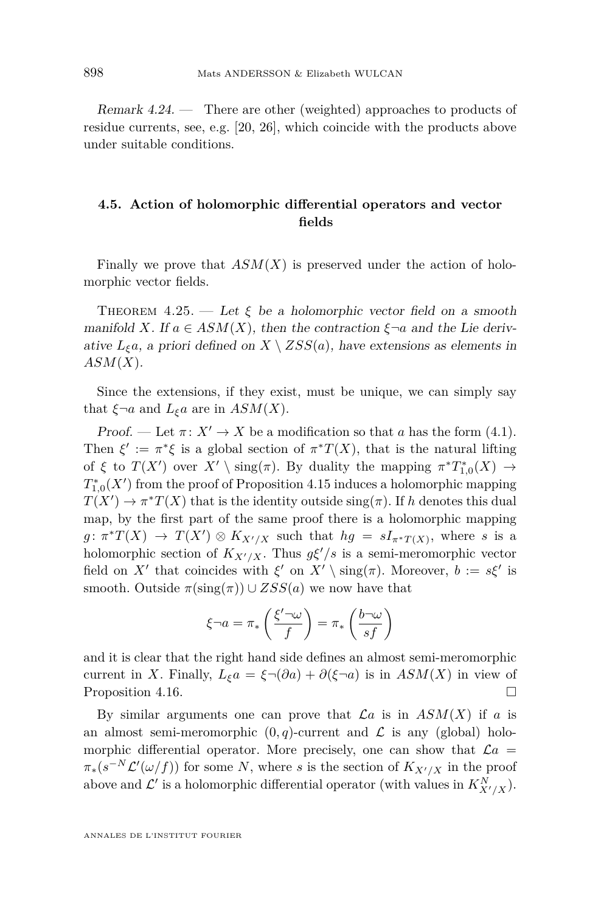*Remark 4.24.* — There are other (weighted) approaches to products of residue currents, see, e.g. [20, 26], which coincide with the products above under suitable conditions.

### 4.5. Action of holomorphic differential operators and vector fields

Finally we prove that $ASM(X)$ is preserved under the action of holomorphic vector fields.

Theorem 4.25. — *Let $\xi$ be a holomorphic vector field on a smooth manifold $X$. If $a \in ASM(X)$, then the contraction $\xi \neg a$ and the Lie derivative $L_\xi a$, a priori defined on $X \setminus ZSS(a)$, have extensions as elements in $ASM(X)$.*

Since the extensions, if they exist, must be unique, we can simply say that $\xi \neg a$ and $L_\xi a$ are in $ASM(X)$.

*Proof.* — Let $\pi\colon X' \to X$ be a modification so that $a$ has the form (4.1). Then $\xi' := \pi^*\xi$ is a global section of $\pi^*T(X)$, that is the natural lifting of $\xi$ to $T(X')$ over $X' \setminus \operatorname{sing}(\pi)$. By duality the mapping $\pi^*T^*_{1,0}(X) \to T^*_{1,0}(X')$ from the proof of Proposition 4.15 induces a holomorphic mapping $T(X') \to \pi^*T(X)$ that is the identity outside $\operatorname{sing}(\pi)$. If $h$ denotes this dual map, by the first part of the same proof there is a holomorphic mapping $g\colon \pi^*T(X) \to T(X') \otimes K_{X'/X}$ such that $hg = sI_{\pi^*T(X)}$, where $s$ is a holomorphic section of $K_{X'/X}$. Thus $g\xi'/s$ is a semi-meromorphic vector field on $X'$ that coincides with $\xi'$ on $X' \setminus \operatorname{sing}(\pi)$. Moreover, $b := s\xi'$ is smooth. Outside $\pi(\operatorname{sing}(\pi)) \cup ZSS(a)$ we now have that

$$\xi \neg a = \pi_*\left(\frac{\xi' \neg \omega}{f}\right) = \pi_*\left(\frac{b \neg \omega}{sf}\right)$$

and it is clear that the right hand side defines an almost semi-meromorphic current in $X$. Finally, $L_\xi a = \xi \neg (\partial a) + \partial(\xi \neg a)$ is in $ASM(X)$ in view of Proposition 4.16. □

By similar arguments one can prove that $\mathcal{L}a$ is in $ASM(X)$ if $a$ is an almost semi-meromorphic $(0,q)$-current and $\mathcal{L}$ is any (global) holomorphic differential operator. More precisely, one can show that $\mathcal{L}a = \pi_*(s^{-N}\mathcal{L}'(\omega/f))$ for some $N$, where $s$ is the section of $K_{X'/X}$ in the proof above and $\mathcal{L}'$ is a holomorphic differential operator (with values in $K^N_{X'/X}$).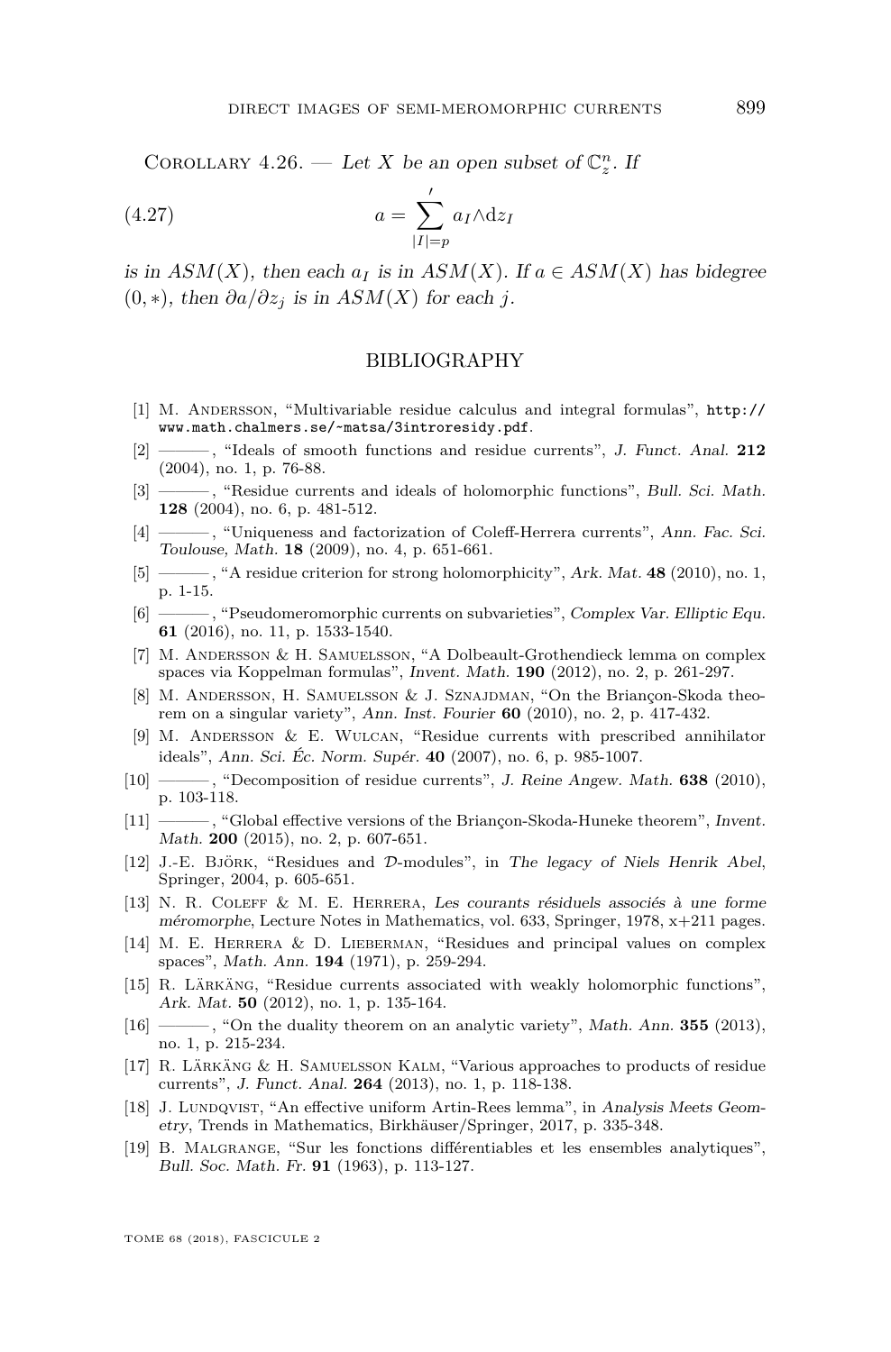Corollary 4.26. — *Let $X$ be an open subset of $\mathbb{C}^n_z$. If*

$$a = \sum_{|I|=p}{}' a_I \wedge \mathrm{d}z_I \tag{4.27}$$

*is in $ASM(X)$, then each $a_I$ is in $ASM(X)$. If $a \in ASM(X)$ has bidegree $(0,*)$, then $\partial a/\partial z_j$ is in $ASM(X)$ for each $j$.*

## BIBLIOGRAPHY

[1] M. Andersson, "Multivariable residue calculus and integral formulas", http://www.math.chalmers.se/~matsa/3introresidy.pdf.

[2] ———, "Ideals of smooth functions and residue currents", *J. Funct. Anal.* **212** (2004), no. 1, p. 76-88.

[3] ———, "Residue currents and ideals of holomorphic functions", *Bull. Sci. Math.* **128** (2004), no. 6, p. 481-512.

[4] ———, "Uniqueness and factorization of Coleff-Herrera currents", *Ann. Fac. Sci. Toulouse, Math.* **18** (2009), no. 4, p. 651-661.

[5] ———, "A residue criterion for strong holomorphicity", *Ark. Mat.* **48** (2010), no. 1, p. 1-15.

[6] ———, "Pseudomeromorphic currents on subvarieties", *Complex Var. Elliptic Equ.* **61** (2016), no. 11, p. 1533-1540.

[7] M. Andersson & H. Samuelsson, "A Dolbeault-Grothendieck lemma on complex spaces via Koppelman formulas", *Invent. Math.* **190** (2012), no. 2, p. 261-297.

[8] M. Andersson, H. Samuelsson & J. Sznajdman, "On the Briançon-Skoda theorem on a singular variety", *Ann. Inst. Fourier* **60** (2010), no. 2, p. 417-432.

[9] M. Andersson & E. Wulcan, "Residue currents with prescribed annihilator ideals", *Ann. Sci. Éc. Norm. Supér.* **40** (2007), no. 6, p. 985-1007.

[10] ———, "Decomposition of residue currents", *J. Reine Angew. Math.* **638** (2010), p. 103-118.

[11] ———, "Global effective versions of the Briançon-Skoda-Huneke theorem", *Invent. Math.* **200** (2015), no. 2, p. 607-651.

[12] J.-E. Björk, "Residues and $\mathcal{D}$-modules", in *The legacy of Niels Henrik Abel*, Springer, 2004, p. 605-651.

[13] N. R. Coleff & M. E. Herrera, *Les courants résiduels associés à une forme méromorphe*, Lecture Notes in Mathematics, vol. 633, Springer, 1978, x+211 pages.

[14] M. E. Herrera & D. Lieberman, "Residues and principal values on complex spaces", *Math. Ann.* **194** (1971), p. 259-294.

[15] R. Lärkäng, "Residue currents associated with weakly holomorphic functions", *Ark. Mat.* **50** (2012), no. 1, p. 135-164.

[16] ———, "On the duality theorem on an analytic variety", *Math. Ann.* **355** (2013), no. 1, p. 215-234.

[17] R. Lärkäng & H. Samuelsson Kalm, "Various approaches to products of residue currents", *J. Funct. Anal.* **264** (2013), no. 1, p. 118-138.

[18] J. Lundqvist, "An effective uniform Artin-Rees lemma", in *Analysis Meets Geometry*, Trends in Mathematics, Birkhäuser/Springer, 2017, p. 335-348.

[19] B. Malgrange, "Sur les fonctions différentiables et les ensembles analytiques", *Bull. Soc. Math. Fr.* **91** (1963), p. 113-127.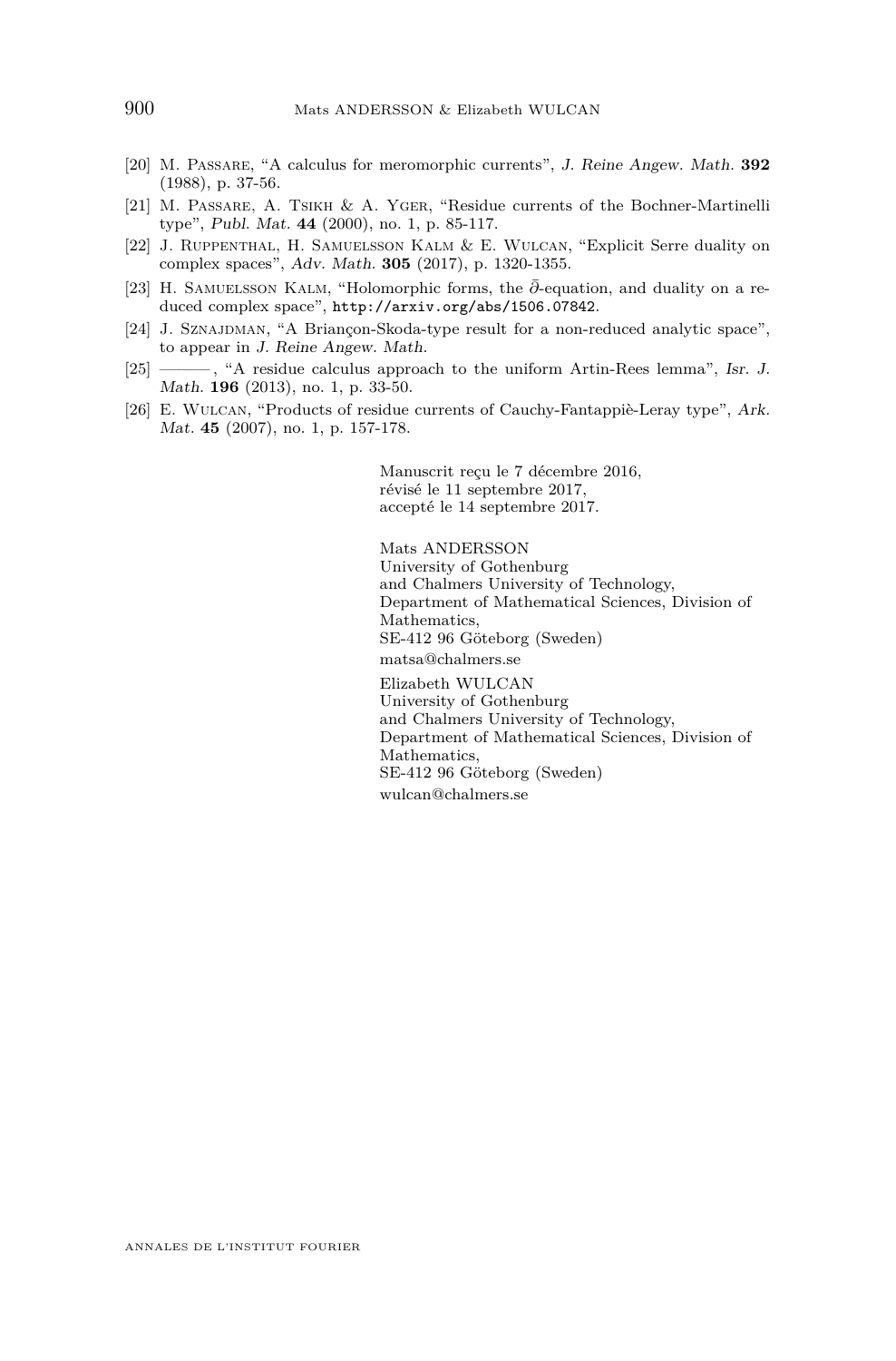[20] M. Passare, "A calculus for meromorphic currents", *J. Reine Angew. Math.* **392** (1988), p. 37-56.

[21] M. Passare, A. Tsikh & A. Yger, "Residue currents of the Bochner-Martinelli type", *Publ. Mat.* **44** (2000), no. 1, p. 85-117.

[22] J. Ruppenthal, H. Samuelsson Kalm & E. Wulcan, "Explicit Serre duality on complex spaces", *Adv. Math.* **305** (2017), p. 1320-1355.

[23] H. Samuelsson Kalm, "Holomorphic forms, the $\bar{\partial}$-equation, and duality on a reduced complex space", http://arxiv.org/abs/1506.07842.

[24] J. Sznajdman, "A Briançon-Skoda-type result for a non-reduced analytic space", to appear in *J. Reine Angew. Math.*

[25] ———, "A residue calculus approach to the uniform Artin-Rees lemma", *Isr. J. Math.* **196** (2013), no. 1, p. 33-50.

[26] E. Wulcan, "Products of residue currents of Cauchy-Fantappiè-Leray type", *Ark. Mat.* **45** (2007), no. 1, p. 157-178.

Manuscrit reçu le 7 décembre 2016,
révisé le 11 septembre 2017,
accepté le 14 septembre 2017.

Mats ANDERSSON
University of Gothenburg
and Chalmers University of Technology,
Department of Mathematical Sciences, Division of Mathematics,
SE-412 96 Göteborg (Sweden)
matsa@chalmers.se

Elizabeth WULCAN
University of Gothenburg
and Chalmers University of Technology,
Department of Mathematical Sciences, Division of Mathematics,
SE-412 96 Göteborg (Sweden)
wulcan@chalmers.se